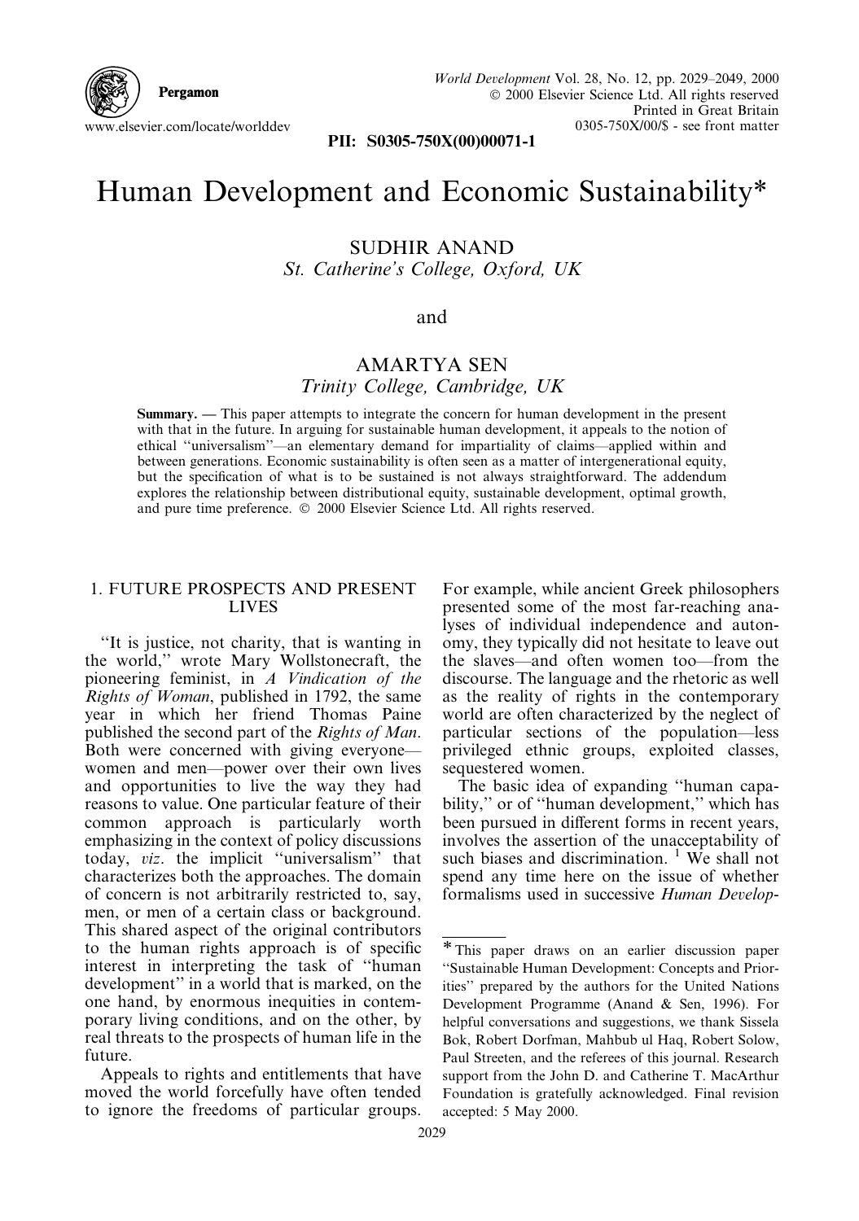# Human Development and Economic Sustainability*

SUDHIR ANAND
*St. Catherine's College, Oxford, UK*

and

AMARTYA SEN
*Trinity College, Cambridge, UK*

**Summary.** — This paper attempts to integrate the concern for human development in the present with that in the future. In arguing for sustainable human development, it appeals to the notion of ethical "universalism"—an elementary demand for impartiality of claims—applied within and between generations. Economic sustainability is often seen as a matter of intergenerational equity, but the specification of what is to be sustained is not always straightforward. The addendum explores the relationship between distributional equity, sustainable development, optimal growth, and pure time preference. © 2000 Elsevier Science Ltd. All rights reserved.

## 1. FUTURE PROSPECTS AND PRESENT LIVES

"It is justice, not charity, that is wanting in the world," wrote Mary Wollstonecraft, the pioneering feminist, in *A Vindication of the Rights of Woman*, published in 1792, the same year in which her friend Thomas Paine published the second part of the *Rights of Man*. Both were concerned with giving everyone—women and men—power over their own lives and opportunities to live the way they had reasons to value. One particular feature of their common approach is particularly worth emphasizing in the context of policy discussions today, *viz*. the implicit "universalism" that characterizes both the approaches. The domain of concern is not arbitrarily restricted to, say, men, or men of a certain class or background. This shared aspect of the original contributors to the human rights approach is of specific interest in interpreting the task of "human development" in a world that is marked, on the one hand, by enormous inequities in contemporary living conditions, and on the other, by real threats to the prospects of human life in the future.

Appeals to rights and entitlements that have moved the world forcefully have often tended to ignore the freedoms of particular groups. For example, while ancient Greek philosophers presented some of the most far-reaching analyses of individual independence and autonomy, they typically did not hesitate to leave out the slaves—and often women too—from the discourse. The language and the rhetoric as well as the reality of rights in the contemporary world are often characterized by the neglect of particular sections of the population—less privileged ethnic groups, exploited classes, sequestered women.

The basic idea of expanding "human capability," or of "human development," which has been pursued in different forms in recent years, involves the assertion of the unacceptability of such biases and discrimination. [1] We shall not spend any time here on the issue of whether formalisms used in successive *Human Develop-*

---

\* This paper draws on an earlier discussion paper "Sustainable Human Development: Concepts and Priorities" prepared by the authors for the United Nations Development Programme (Anand & Sen, 1996). For helpful conversations and suggestions, we thank Sissela Bok, Robert Dorfman, Mahbub ul Haq, Robert Solow, Paul Streeten, and the referees of this journal. Research support from the John D. and Catherine T. MacArthur Foundation is gratefully acknowledged. Final revision accepted: 5 May 2000.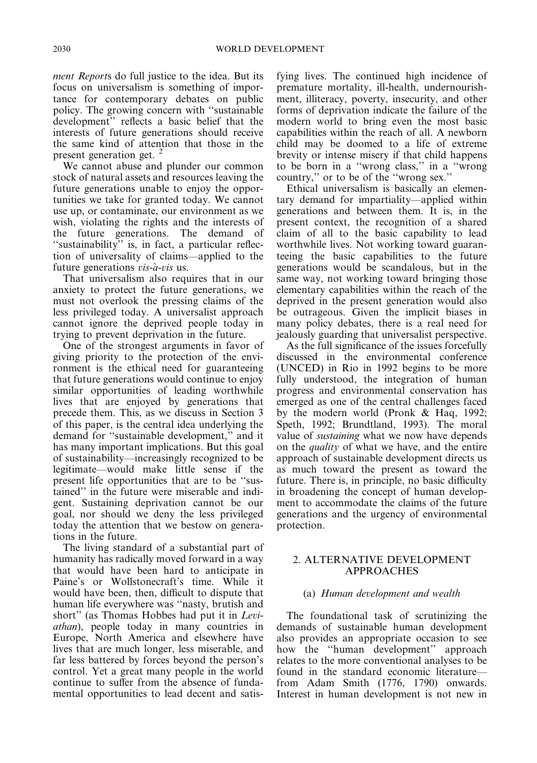*ment Report*s do full justice to the idea. But its focus on universalism is something of importance for contemporary debates on public policy. The growing concern with ''sustainable development'' reflects a basic belief that the interests of future generations should receive the same kind of attention that those in the present generation get. [2]

We cannot abuse and plunder our common stock of natural assets and resources leaving the future generations unable to enjoy the opportunities we take for granted today. We cannot use up, or contaminate, our environment as we wish, violating the rights and the interests of the future generations. The demand of ''sustainability'' is, in fact, a particular reflection of universality of claims—applied to the future generations *vis-à-vis* us.

That universalism also requires that in our anxiety to protect the future generations, we must not overlook the pressing claims of the less privileged today. A universalist approach cannot ignore the deprived people today in trying to prevent deprivation in the future.

One of the strongest arguments in favor of giving priority to the protection of the environment is the ethical need for guaranteeing that future generations would continue to enjoy similar opportunities of leading worthwhile lives that are enjoyed by generations that precede them. This, as we discuss in Section 3 of this paper, is the central idea underlying the demand for ''sustainable development,'' and it has many important implications. But this goal of sustainability—increasingly recognized to be legitimate—would make little sense if the present life opportunities that are to be ''sustained'' in the future were miserable and indigent. Sustaining deprivation cannot be our goal, nor should we deny the less privileged today the attention that we bestow on generations in the future.

The living standard of a substantial part of humanity has radically moved forward in a way that would have been hard to anticipate in Paine's or Wollstonecraft's time. While it would have been, then, difficult to dispute that human life everywhere was ''nasty, brutish and short'' (as Thomas Hobbes had put it in *Leviathan*), people today in many countries in Europe, North America and elsewhere have lives that are much longer, less miserable, and far less battered by forces beyond the person's control. Yet a great many people in the world continue to suffer from the absence of fundamental opportunities to lead decent and satisfying lives. The continued high incidence of premature mortality, ill-health, undernourishment, illiteracy, poverty, insecurity, and other forms of deprivation indicate the failure of the modern world to bring even the most basic capabilities within the reach of all. A newborn child may be doomed to a life of extreme brevity or intense misery if that child happens to be born in a ''wrong class,'' in a ''wrong country,'' or to be of the ''wrong sex.''

Ethical universalism is basically an elementary demand for impartiality—applied within generations and between them. It is, in the present context, the recognition of a shared claim of all to the basic capability to lead worthwhile lives. Not working toward guaranteeing the basic capabilities to the future generations would be scandalous, but in the same way, not working toward bringing those elementary capabilities within the reach of the deprived in the present generation would also be outrageous. Given the implicit biases in many policy debates, there is a real need for jealously guarding that universalist perspective.

As the full significance of the issues forcefully discussed in the environmental conference (UNCED) in Rio in 1992 begins to be more fully understood, the integration of human progress and environmental conservation has emerged as one of the central challenges faced by the modern world (Pronk & Haq, 1992; Speth, 1992; Brundtland, 1993). The moral value of *sustaining* what we now have depends on the *quality* of what we have, and the entire approach of sustainable development directs us as much toward the present as toward the future. There is, in principle, no basic difficulty in broadening the concept of human development to accommodate the claims of the future generations and the urgency of environmental protection.

## 2. ALTERNATIVE DEVELOPMENT APPROACHES

### (a) *Human development and wealth*

The foundational task of scrutinizing the demands of sustainable human development also provides an appropriate occasion to see how the ''human development'' approach relates to the more conventional analyses to be found in the standard economic literature—from Adam Smith (1776, 1790) onwards. Interest in human development is not new in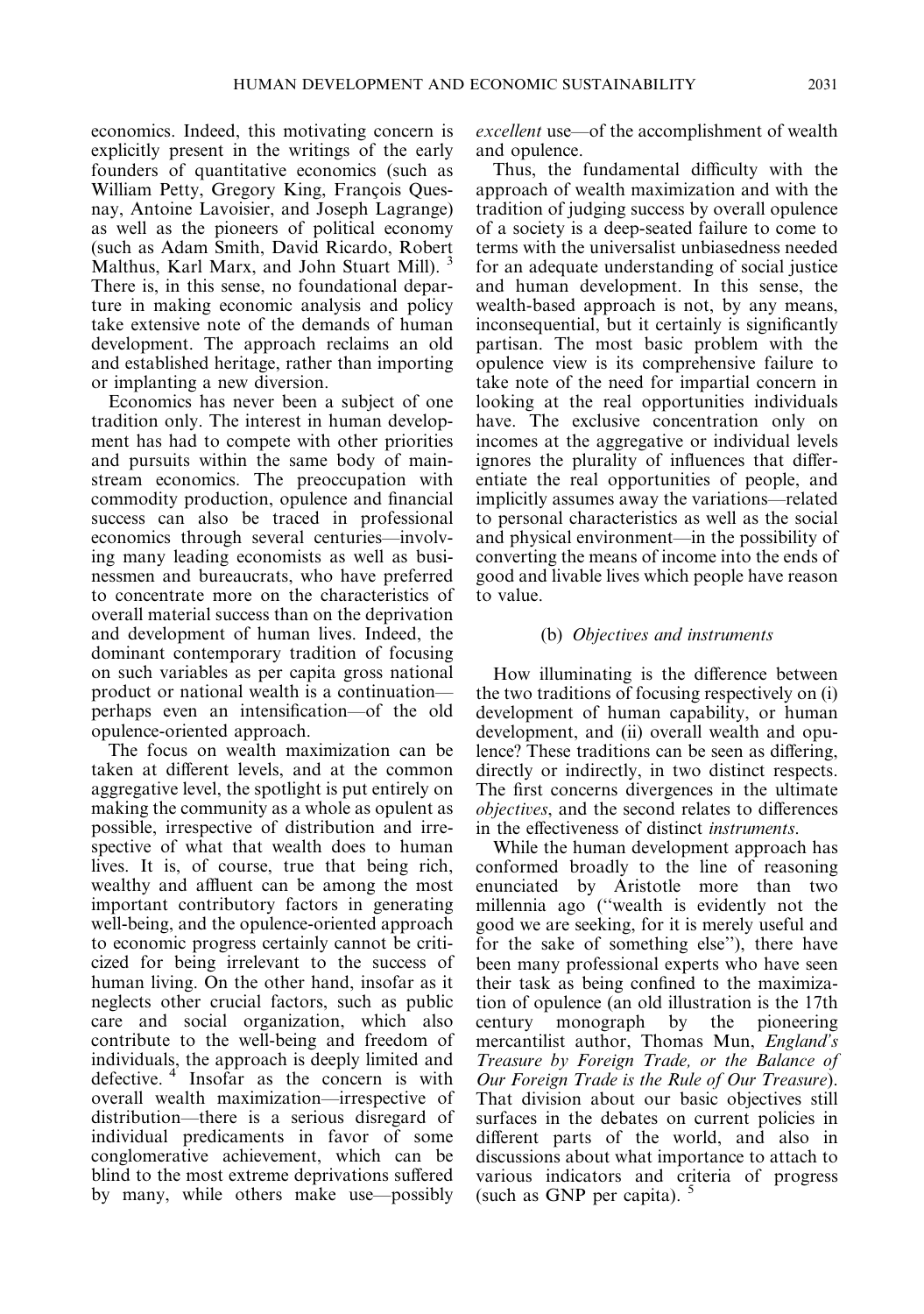economics. Indeed, this motivating concern is explicitly present in the writings of the early founders of quantitative economics (such as William Petty, Gregory King, François Quesnay, Antoine Lavoisier, and Joseph Lagrange) as well as the pioneers of political economy (such as Adam Smith, David Ricardo, Robert Malthus, Karl Marx, and John Stuart Mill). [3] There is, in this sense, no foundational departure in making economic analysis and policy take extensive note of the demands of human development. The approach reclaims an old and established heritage, rather than importing or implanting a new diversion.

Economics has never been a subject of one tradition only. The interest in human development has had to compete with other priorities and pursuits within the same body of mainstream economics. The preoccupation with commodity production, opulence and financial success can also be traced in professional economics through several centuries—involving many leading economists as well as businessmen and bureaucrats, who have preferred to concentrate more on the characteristics of overall material success than on the deprivation and development of human lives. Indeed, the dominant contemporary tradition of focusing on such variables as per capita gross national product or national wealth is a continuation—perhaps even an intensification—of the old opulence-oriented approach.

The focus on wealth maximization can be taken at different levels, and at the common aggregative level, the spotlight is put entirely on making the community as a whole as opulent as possible, irrespective of distribution and irrespective of what that wealth does to human lives. It is, of course, true that being rich, wealthy and affluent can be among the most important contributory factors in generating well-being, and the opulence-oriented approach to economic progress certainly cannot be criticized for being irrelevant to the success of human living. On the other hand, insofar as it neglects other crucial factors, such as public care and social organization, which also contribute to the well-being and freedom of individuals, the approach is deeply limited and defective. [4] Insofar as the concern is with overall wealth maximization—irrespective of distribution—there is a serious disregard of individual predicaments in favor of some conglomerative achievement, which can be blind to the most extreme deprivations suffered by many, while others make use—possibly *excellent* use—of the accomplishment of wealth and opulence.

Thus, the fundamental difficulty with the approach of wealth maximization and with the tradition of judging success by overall opulence of a society is a deep-seated failure to come to terms with the universalist unbiasedness needed for an adequate understanding of social justice and human development. In this sense, the wealth-based approach is not, by any means, inconsequential, but it certainly is significantly partisan. The most basic problem with the opulence view is its comprehensive failure to take note of the need for impartial concern in looking at the real opportunities individuals have. The exclusive concentration only on incomes at the aggregative or individual levels ignores the plurality of influences that differentiate the real opportunities of people, and implicitly assumes away the variations—related to personal characteristics as well as the social and physical environment—in the possibility of converting the means of income into the ends of good and livable lives which people have reason to value.

### (b) *Objectives and instruments*

How illuminating is the difference between the two traditions of focusing respectively on (i) development of human capability, or human development, and (ii) overall wealth and opulence? These traditions can be seen as differing, directly or indirectly, in two distinct respects. The first concerns divergences in the ultimate *objectives*, and the second relates to differences in the effectiveness of distinct *instruments*.

While the human development approach has conformed broadly to the line of reasoning enunciated by Aristotle more than two millennia ago ("wealth is evidently not the good we are seeking, for it is merely useful and for the sake of something else"), there have been many professional experts who have seen their task as being confined to the maximization of opulence (an old illustration is the 17th century monograph by the pioneering mercantilist author, Thomas Mun, *England's Treasure by Foreign Trade, or the Balance of Our Foreign Trade is the Rule of Our Treasure*). That division about our basic objectives still surfaces in the debates on current policies in different parts of the world, and also in discussions about what importance to attach to various indicators and criteria of progress (such as GNP per capita). [5]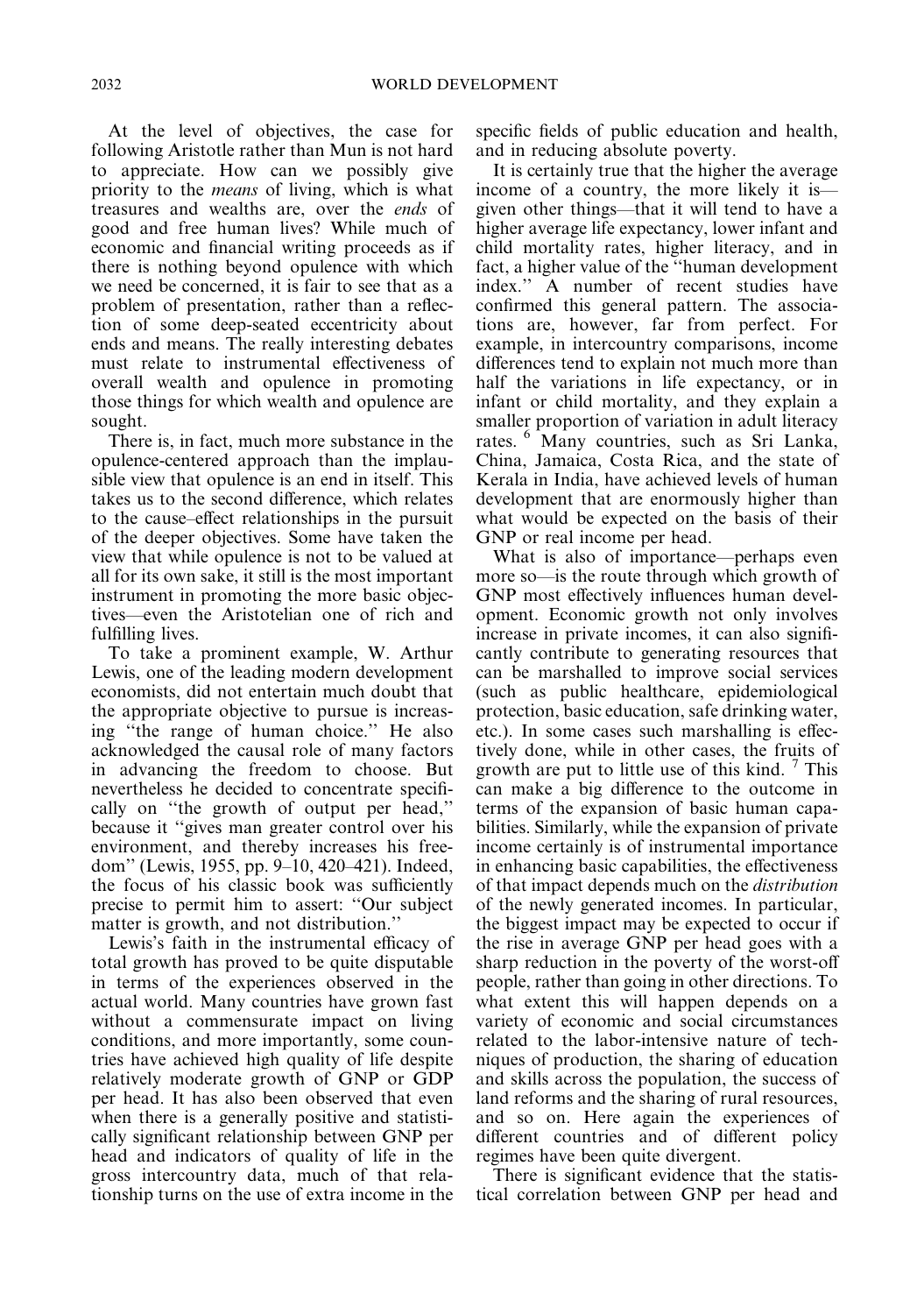At the level of objectives, the case for following Aristotle rather than Mun is not hard to appreciate. How can we possibly give priority to the *means* of living, which is what treasures and wealths are, over the *ends* of good and free human lives? While much of economic and financial writing proceeds as if there is nothing beyond opulence with which we need be concerned, it is fair to see that as a problem of presentation, rather than a reflection of some deep-seated eccentricity about ends and means. The really interesting debates must relate to instrumental effectiveness of overall wealth and opulence in promoting those things for which wealth and opulence are sought.

There is, in fact, much more substance in the opulence-centered approach than the implausible view that opulence is an end in itself. This takes us to the second difference, which relates to the cause–effect relationships in the pursuit of the deeper objectives. Some have taken the view that while opulence is not to be valued at all for its own sake, it still is the most important instrument in promoting the more basic objectives—even the Aristotelian one of rich and fulfilling lives.

To take a prominent example, W. Arthur Lewis, one of the leading modern development economists, did not entertain much doubt that the appropriate objective to pursue is increasing "the range of human choice." He also acknowledged the causal role of many factors in advancing the freedom to choose. But nevertheless he decided to concentrate specifically on "the growth of output per head," because it "gives man greater control over his environment, and thereby increases his freedom" (Lewis, 1955, pp. 9–10, 420–421). Indeed, the focus of his classic book was sufficiently precise to permit him to assert: "Our subject matter is growth, and not distribution."

Lewis's faith in the instrumental efficacy of total growth has proved to be quite disputable in terms of the experiences observed in the actual world. Many countries have grown fast without a commensurate impact on living conditions, and more importantly, some countries have achieved high quality of life despite relatively moderate growth of GNP or GDP per head. It has also been observed that even when there is a generally positive and statistically significant relationship between GNP per head and indicators of quality of life in the gross intercountry data, much of that relationship turns on the use of extra income in the specific fields of public education and health, and in reducing absolute poverty.

It is certainly true that the higher the average income of a country, the more likely it is—given other things—that it will tend to have a higher average life expectancy, lower infant and child mortality rates, higher literacy, and in fact, a higher value of the "human development index." A number of recent studies have confirmed this general pattern. The associations are, however, far from perfect. For example, in intercountry comparisons, income differences tend to explain not much more than half the variations in life expectancy, or in infant or child mortality, and they explain a smaller proportion of variation in adult literacy rates. [6] Many countries, such as Sri Lanka, China, Jamaica, Costa Rica, and the state of Kerala in India, have achieved levels of human development that are enormously higher than what would be expected on the basis of their GNP or real income per head.

What is also of importance—perhaps even more so—is the route through which growth of GNP most effectively influences human development. Economic growth not only involves increase in private incomes, it can also significantly contribute to generating resources that can be marshalled to improve social services (such as public healthcare, epidemiological protection, basic education, safe drinking water, etc.). In some cases such marshalling is effectively done, while in other cases, the fruits of growth are put to little use of this kind. [7] This can make a big difference to the outcome in terms of the expansion of basic human capabilities. Similarly, while the expansion of private income certainly is of instrumental importance in enhancing basic capabilities, the effectiveness of that impact depends much on the *distribution* of the newly generated incomes. In particular, the biggest impact may be expected to occur if the rise in average GNP per head goes with a sharp reduction in the poverty of the worst-off people, rather than going in other directions. To what extent this will happen depends on a variety of economic and social circumstances related to the labor-intensive nature of techniques of production, the sharing of education and skills across the population, the success of land reforms and the sharing of rural resources, and so on. Here again the experiences of different countries and of different policy regimes have been quite divergent.

There is significant evidence that the statistical correlation between GNP per head and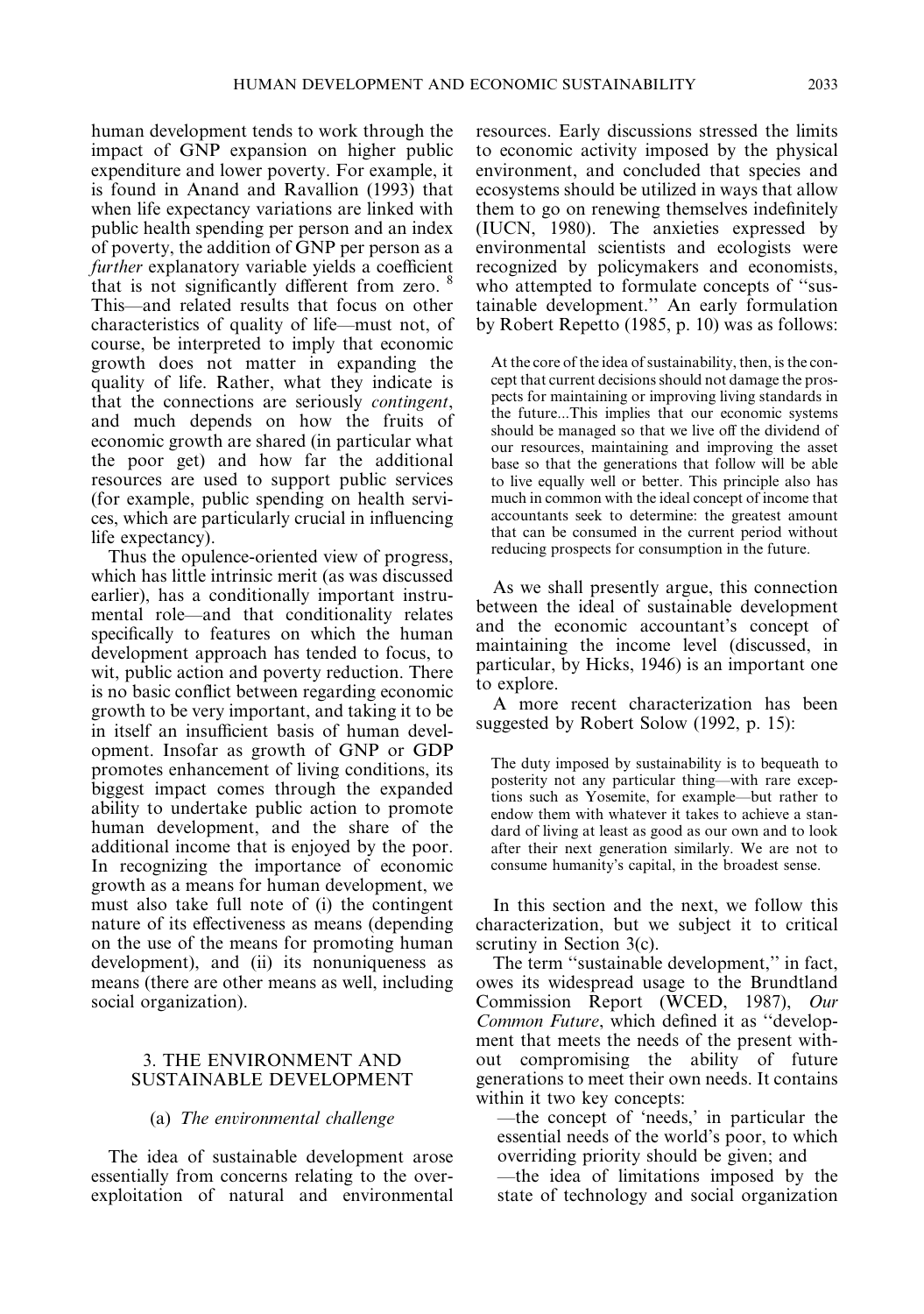human development tends to work through the impact of GNP expansion on higher public expenditure and lower poverty. For example, it is found in Anand and Ravallion (1993) that when life expectancy variations are linked with public health spending per person and an index of poverty, the addition of GNP per person as a *further* explanatory variable yields a coefficient that is not significantly different from zero. [8] This—and related results that focus on other characteristics of quality of life—must not, of course, be interpreted to imply that economic growth does not matter in expanding the quality of life. Rather, what they indicate is that the connections are seriously *contingent*, and much depends on how the fruits of economic growth are shared (in particular what the poor get) and how far the additional resources are used to support public services (for example, public spending on health services, which are particularly crucial in influencing life expectancy).

Thus the opulence-oriented view of progress, which has little intrinsic merit (as was discussed earlier), has a conditionally important instrumental role—and that conditionality relates specifically to features on which the human development approach has tended to focus, to wit, public action and poverty reduction. There is no basic conflict between regarding economic growth to be very important, and taking it to be in itself an insufficient basis of human development. Insofar as growth of GNP or GDP promotes enhancement of living conditions, its biggest impact comes through the expanded ability to undertake public action to promote human development, and the share of the additional income that is enjoyed by the poor. In recognizing the importance of economic growth as a means for human development, we must also take full note of (i) the contingent nature of its effectiveness as means (depending on the use of the means for promoting human development), and (ii) its nonuniqueness as means (there are other means as well, including social organization).

## 3. THE ENVIRONMENT AND SUSTAINABLE DEVELOPMENT

### (a) *The environmental challenge*

The idea of sustainable development arose essentially from concerns relating to the over-exploitation of natural and environmental resources. Early discussions stressed the limits to economic activity imposed by the physical environment, and concluded that species and ecosystems should be utilized in ways that allow them to go on renewing themselves indefinitely (IUCN, 1980). The anxieties expressed by environmental scientists and ecologists were recognized by policymakers and economists, who attempted to formulate concepts of "sustainable development." An early formulation by Robert Repetto (1985, p. 10) was as follows:

> At the core of the idea of sustainability, then, is the concept that current decisions should not damage the prospects for maintaining or improving living standards in the future...This implies that our economic systems should be managed so that we live off the dividend of our resources, maintaining and improving the asset base so that the generations that follow will be able to live equally well or better. This principle also has much in common with the ideal concept of income that accountants seek to determine: the greatest amount that can be consumed in the current period without reducing prospects for consumption in the future.

As we shall presently argue, this connection between the ideal of sustainable development and the economic accountant's concept of maintaining the income level (discussed, in particular, by Hicks, 1946) is an important one to explore.

A more recent characterization has been suggested by Robert Solow (1992, p. 15):

> The duty imposed by sustainability is to bequeath to posterity not any particular thing—with rare exceptions such as Yosemite, for example—but rather to endow them with whatever it takes to achieve a standard of living at least as good as our own and to look after their next generation similarly. We are not to consume humanity's capital, in the broadest sense.

In this section and the next, we follow this characterization, but we subject it to critical scrutiny in Section 3(c).

The term "sustainable development," in fact, owes its widespread usage to the Brundtland Commission Report (WCED, 1987), *Our Common Future*, which defined it as "development that meets the needs of the present without compromising the ability of future generations to meet their own needs. It contains within it two key concepts:

—the concept of 'needs,' in particular the essential needs of the world's poor, to which overriding priority should be given; and

—the idea of limitations imposed by the state of technology and social organization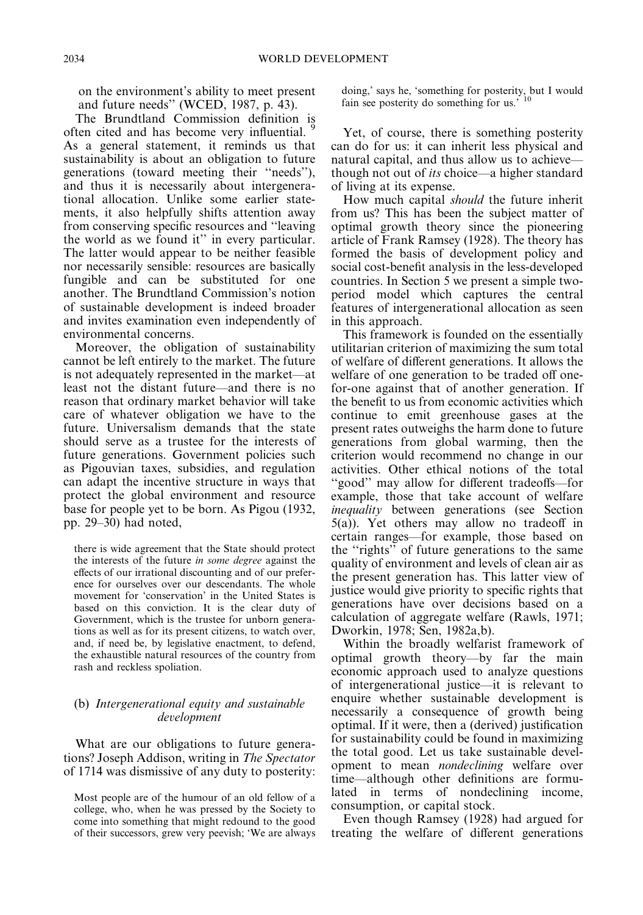on the environment's ability to meet present and future needs'' (WCED, 1987, p. 43).

The Brundtland Commission definition is often cited and has become very influential.[9] As a general statement, it reminds us that sustainability is about an obligation to future generations (toward meeting their ''needs''), and thus it is necessarily about intergenerational allocation. Unlike some earlier statements, it also helpfully shifts attention away from conserving specific resources and ''leaving the world as we found it'' in every particular. The latter would appear to be neither feasible nor necessarily sensible: resources are basically fungible and can be substituted for one another. The Brundtland Commission's notion of sustainable development is indeed broader and invites examination even independently of environmental concerns.

Moreover, the obligation of sustainability cannot be left entirely to the market. The future is not adequately represented in the market—at least not the distant future—and there is no reason that ordinary market behavior will take care of whatever obligation we have to the future. Universalism demands that the state should serve as a trustee for the interests of future generations. Government policies such as Pigouvian taxes, subsidies, and regulation can adapt the incentive structure in ways that protect the global environment and resource base for people yet to be born. As Pigou (1932, pp. 29–30) had noted,

> there is wide agreement that the State should protect the interests of the future *in some degree* against the effects of our irrational discounting and of our preference for ourselves over our descendants. The whole movement for 'conservation' in the United States is based on this conviction. It is the clear duty of Government, which is the trustee for unborn generations as well as for its present citizens, to watch over, and, if need be, by legislative enactment, to defend, the exhaustible natural resources of the country from rash and reckless spoliation.

### (b) *Intergenerational equity and sustainable development*

What are our obligations to future generations? Joseph Addison, writing in *The Spectator* of 1714 was dismissive of any duty to posterity:

> Most people are of the humour of an old fellow of a college, who, when he was pressed by the Society to come into something that might redound to the good of their successors, grew very peevish; 'We are always doing,' says he, 'something for posterity, but I would fain see posterity do something for us.'[10]

Yet, of course, there is something posterity can do for us: it can inherit less physical and natural capital, and thus allow us to achieve—though not out of *its* choice—a higher standard of living at its expense.

How much capital *should* the future inherit from us? This has been the subject matter of optimal growth theory since the pioneering article of Frank Ramsey (1928). The theory has formed the basis of development policy and social cost-benefit analysis in the less-developed countries. In Section 5 we present a simple two-period model which captures the central features of intergenerational allocation as seen in this approach.

This framework is founded on the essentially utilitarian criterion of maximizing the sum total of welfare of different generations. It allows the welfare of one generation to be traded off one-for-one against that of another generation. If the benefit to us from economic activities which continue to emit greenhouse gases at the present rates outweighs the harm done to future generations from global warming, then the criterion would recommend no change in our activities. Other ethical notions of the total ''good'' may allow for different tradeoffs—for example, those that take account of welfare *inequality* between generations (see Section 5(a)). Yet others may allow no tradeoff in certain ranges—for example, those based on the ''rights'' of future generations to the same quality of environment and levels of clean air as the present generation has. This latter view of justice would give priority to specific rights that generations have over decisions based on a calculation of aggregate welfare (Rawls, 1971; Dworkin, 1978; Sen, 1982a,b).

Within the broadly welfarist framework of optimal growth theory—by far the main economic approach used to analyze questions of intergenerational justice—it is relevant to enquire whether sustainable development is necessarily a consequence of growth being optimal. If it were, then a (derived) justification for sustainability could be found in maximizing the total good. Let us take sustainable development to mean *nondeclining* welfare over time—although other definitions are formulated in terms of nondeclining income, consumption, or capital stock.

Even though Ramsey (1928) had argued for treating the welfare of different generations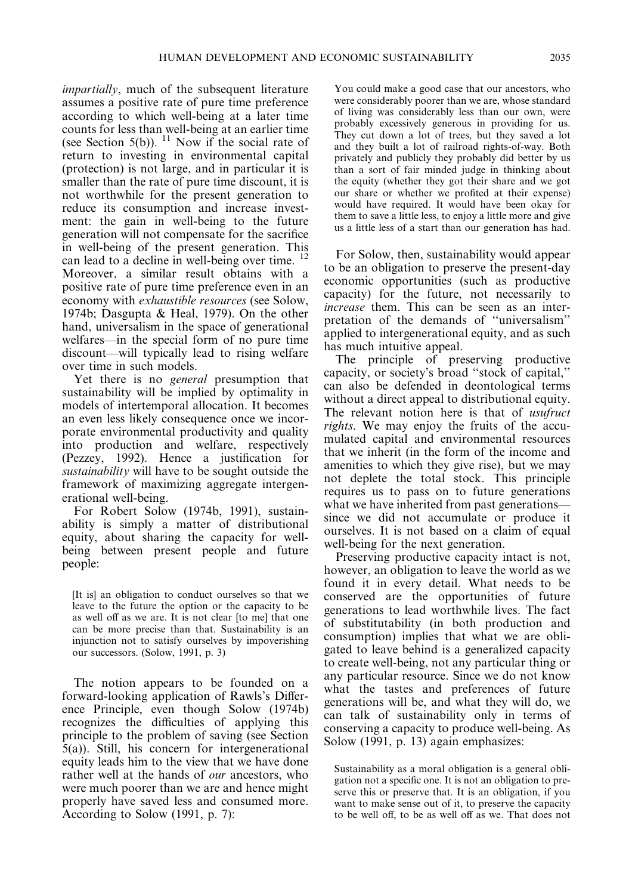*impartially*, much of the subsequent literature assumes a positive rate of pure time preference according to which well-being at a later time counts for less than well-being at an earlier time (see Section 5(b)).[11] Now if the social rate of return to investing in environmental capital (protection) is not large, and in particular it is smaller than the rate of pure time discount, it is not worthwhile for the present generation to reduce its consumption and increase investment: the gain in well-being to the future generation will not compensate for the sacrifice in well-being of the present generation. This can lead to a decline in well-being over time.[12] Moreover, a similar result obtains with a positive rate of pure time preference even in an economy with *exhaustible resources* (see Solow, 1974b; Dasgupta & Heal, 1979). On the other hand, universalism in the space of generational welfares—in the special form of no pure time discount—will typically lead to rising welfare over time in such models.

Yet there is no *general* presumption that sustainability will be implied by optimality in models of intertemporal allocation. It becomes an even less likely consequence once we incorporate environmental productivity and quality into production and welfare, respectively (Pezzey, 1992). Hence a justification for *sustainability* will have to be sought outside the framework of maximizing aggregate intergenerational well-being.

For Robert Solow (1974b, 1991), sustainability is simply a matter of distributional equity, about sharing the capacity for well-being between present people and future people:

> [It is] an obligation to conduct ourselves so that we leave to the future the option or the capacity to be as well off as we are. It is not clear [to me] that one can be more precise than that. Sustainability is an injunction not to satisfy ourselves by impoverishing our successors. (Solow, 1991, p. 3)

The notion appears to be founded on a forward-looking application of Rawls's Difference Principle, even though Solow (1974b) recognizes the difficulties of applying this principle to the problem of saving (see Section 5(a)). Still, his concern for intergenerational equity leads him to the view that we have done rather well at the hands of *our* ancestors, who were much poorer than we are and hence might properly have saved less and consumed more. According to Solow (1991, p. 7):

> You could make a good case that our ancestors, who were considerably poorer than we are, whose standard of living was considerably less than our own, were probably excessively generous in providing for us. They cut down a lot of trees, but they saved a lot and they built a lot of railroad rights-of-way. Both privately and publicly they probably did better by us than a sort of fair minded judge in thinking about the equity (whether they got their share and we got our share or whether we profited at their expense) would have required. It would have been okay for them to save a little less, to enjoy a little more and give us a little less of a start than our generation has had.

For Solow, then, sustainability would appear to be an obligation to preserve the present-day economic opportunities (such as productive capacity) for the future, not necessarily to *increase* them. This can be seen as an interpretation of the demands of "universalism" applied to intergenerational equity, and as such has much intuitive appeal.

The principle of preserving productive capacity, or society's broad "stock of capital," can also be defended in deontological terms without a direct appeal to distributional equity. The relevant notion here is that of *usufruct rights*. We may enjoy the fruits of the accumulated capital and environmental resources that we inherit (in the form of the income and amenities to which they give rise), but we may not deplete the total stock. This principle requires us to pass on to future generations what we have inherited from past generations—since we did not accumulate or produce it ourselves. It is not based on a claim of equal well-being for the next generation.

Preserving productive capacity intact is not, however, an obligation to leave the world as we found it in every detail. What needs to be conserved are the opportunities of future generations to lead worthwhile lives. The fact of substitutability (in both production and consumption) implies that what we are obligated to leave behind is a generalized capacity to create well-being, not any particular thing or any particular resource. Since we do not know what the tastes and preferences of future generations will be, and what they will do, we can talk of sustainability only in terms of conserving a capacity to produce well-being. As Solow (1991, p. 13) again emphasizes:

> Sustainability as a moral obligation is a general obligation not a specific one. It is not an obligation to preserve this or preserve that. It is an obligation, if you want to make sense out of it, to preserve the capacity to be well off, to be as well off as we. That does not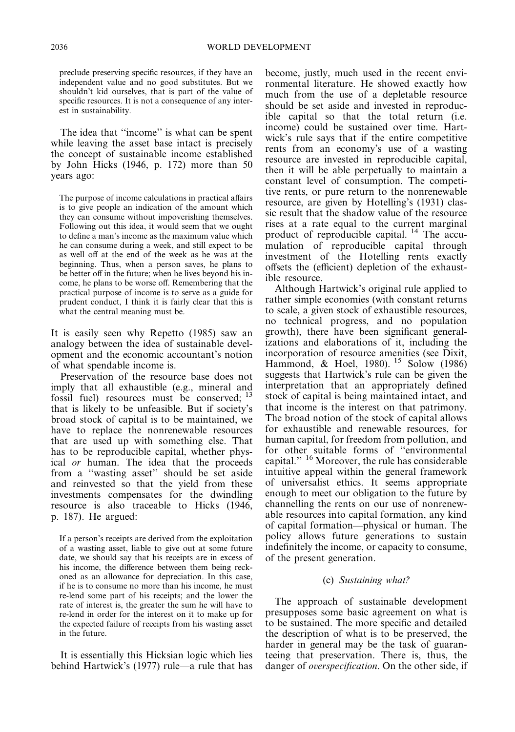preclude preserving specific resources, if they have an independent value and no good substitutes. But we shouldn't kid ourselves, that is part of the value of specific resources. It is not a consequence of any interest in sustainability.

The idea that "income" is what can be spent while leaving the asset base intact is precisely the concept of sustainable income established by John Hicks (1946, p. 172) more than 50 years ago:

> The purpose of income calculations in practical affairs is to give people an indication of the amount which they can consume without impoverishing themselves. Following out this idea, it would seem that we ought to define a man's income as the maximum value which he can consume during a week, and still expect to be as well off at the end of the week as he was at the beginning. Thus, when a person saves, he plans to be better off in the future; when he lives beyond his income, he plans to be worse off. Remembering that the practical purpose of income is to serve as a guide for prudent conduct, I think it is fairly clear that this is what the central meaning must be.

It is easily seen why Repetto (1985) saw an analogy between the idea of sustainable development and the economic accountant's notion of what spendable income is.

Preservation of the resource base does not imply that all exhaustible (e.g., mineral and fossil fuel) resources must be conserved; [13] that is likely to be unfeasible. But if society's broad stock of capital is to be maintained, we have to replace the nonrenewable resources that are used up with something else. That has to be reproducible capital, whether physical *or* human. The idea that the proceeds from a "wasting asset" should be set aside and reinvested so that the yield from these investments compensates for the dwindling resource is also traceable to Hicks (1946, p. 187). He argued:

> If a person's receipts are derived from the exploitation of a wasting asset, liable to give out at some future date, we should say that his receipts are in excess of his income, the difference between them being reckoned as an allowance for depreciation. In this case, if he is to consume no more than his income, he must re-lend some part of his receipts; and the lower the rate of interest is, the greater the sum he will have to re-lend in order for the interest on it to make up for the expected failure of receipts from his wasting asset in the future.

It is essentially this Hicksian logic which lies behind Hartwick's (1977) rule—a rule that has become, justly, much used in the recent environmental literature. He showed exactly how much from the use of a depletable resource should be set aside and invested in reproducible capital so that the total return (i.e. income) could be sustained over time. Hartwick's rule says that if the entire competitive rents from an economy's use of a wasting resource are invested in reproducible capital, then it will be able perpetually to maintain a constant level of consumption. The competitive rents, or pure return to the nonrenewable resource, are given by Hotelling's (1931) classic result that the shadow value of the resource rises at a rate equal to the current marginal product of reproducible capital. [14] The accumulation of reproducible capital through investment of the Hotelling rents exactly offsets the (efficient) depletion of the exhaustible resource.

Although Hartwick's original rule applied to rather simple economies (with constant returns to scale, a given stock of exhaustible resources, no technical progress, and no population growth), there have been significant generalizations and elaborations of it, including the incorporation of resource amenities (see Dixit, Hammond, & Hoel, 1980). [15] Solow (1986) suggests that Hartwick's rule can be given the interpretation that an appropriately defined stock of capital is being maintained intact, and that income is the interest on that patrimony. The broad notion of the stock of capital allows for exhaustible and renewable resources, for human capital, for freedom from pollution, and for other suitable forms of "environmental capital." [16] Moreover, the rule has considerable intuitive appeal within the general framework of universalist ethics. It seems appropriate enough to meet our obligation to the future by channelling the rents on our use of nonrenewable resources into capital formation, any kind of capital formation—physical or human. The policy allows future generations to sustain indefinitely the income, or capacity to consume, of the present generation.

### (c) *Sustaining what?*

The approach of sustainable development presupposes some basic agreement on what is to be sustained. The more specific and detailed the description of what is to be preserved, the harder in general may be the task of guaranteeing that preservation. There is, thus, the danger of *overspecification*. On the other side, if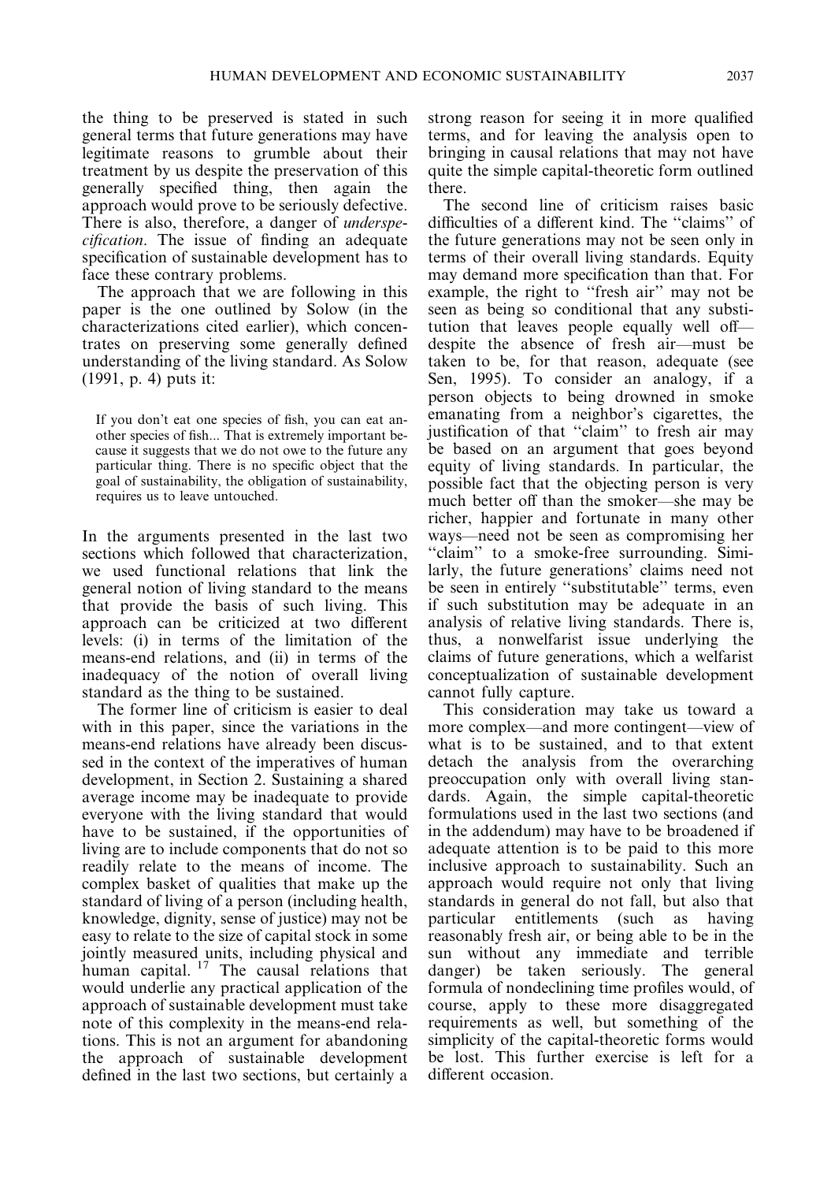the thing to be preserved is stated in such general terms that future generations may have legitimate reasons to grumble about their treatment by us despite the preservation of this generally specified thing, then again the approach would prove to be seriously defective. There is also, therefore, a danger of *underspecification*. The issue of finding an adequate specification of sustainable development has to face these contrary problems.

The approach that we are following in this paper is the one outlined by Solow (in the characterizations cited earlier), which concentrates on preserving some generally defined understanding of the living standard. As Solow (1991, p. 4) puts it:

> If you don't eat one species of fish, you can eat another species of fish... That is extremely important because it suggests that we do not owe to the future any particular thing. There is no specific object that the goal of sustainability, the obligation of sustainability, requires us to leave untouched.

In the arguments presented in the last two sections which followed that characterization, we used functional relations that link the general notion of living standard to the means that provide the basis of such living. This approach can be criticized at two different levels: (i) in terms of the limitation of the means-end relations, and (ii) in terms of the inadequacy of the notion of overall living standard as the thing to be sustained.

The former line of criticism is easier to deal with in this paper, since the variations in the means-end relations have already been discussed in the context of the imperatives of human development, in Section 2. Sustaining a shared average income may be inadequate to provide everyone with the living standard that would have to be sustained, if the opportunities of living are to include components that do not so readily relate to the means of income. The complex basket of qualities that make up the standard of living of a person (including health, knowledge, dignity, sense of justice) may not be easy to relate to the size of capital stock in some jointly measured units, including physical and human capital. [17] The causal relations that would underlie any practical application of the approach of sustainable development must take note of this complexity in the means-end relations. This is not an argument for abandoning the approach of sustainable development defined in the last two sections, but certainly a strong reason for seeing it in more qualified terms, and for leaving the analysis open to bringing in causal relations that may not have quite the simple capital-theoretic form outlined there.

The second line of criticism raises basic difficulties of a different kind. The "claims" of the future generations may not be seen only in terms of their overall living standards. Equity may demand more specification than that. For example, the right to "fresh air" may not be seen as being so conditional that any substitution that leaves people equally well off—despite the absence of fresh air—must be taken to be, for that reason, adequate (see Sen, 1995). To consider an analogy, if a person objects to being drowned in smoke emanating from a neighbor's cigarettes, the justification of that "claim" to fresh air may be based on an argument that goes beyond equity of living standards. In particular, the possible fact that the objecting person is very much better off than the smoker—she may be richer, happier and fortunate in many other ways—need not be seen as compromising her "claim" to a smoke-free surrounding. Similarly, the future generations' claims need not be seen in entirely "substitutable" terms, even if such substitution may be adequate in an analysis of relative living standards. There is, thus, a nonwelfarist issue underlying the claims of future generations, which a welfarist conceptualization of sustainable development cannot fully capture.

This consideration may take us toward a more complex—and more contingent—view of what is to be sustained, and to that extent detach the analysis from the overarching preoccupation only with overall living standards. Again, the simple capital-theoretic formulations used in the last two sections (and in the addendum) may have to be broadened if adequate attention is to be paid to this more inclusive approach to sustainability. Such an approach would require not only that living standards in general do not fall, but also that particular entitlements (such as having reasonably fresh air, or being able to be in the sun without any immediate and terrible danger) be taken seriously. The general formula of nondeclining time profiles would, of course, apply to these more disaggregated requirements as well, but something of the simplicity of the capital-theoretic forms would be lost. This further exercise is left for a different occasion.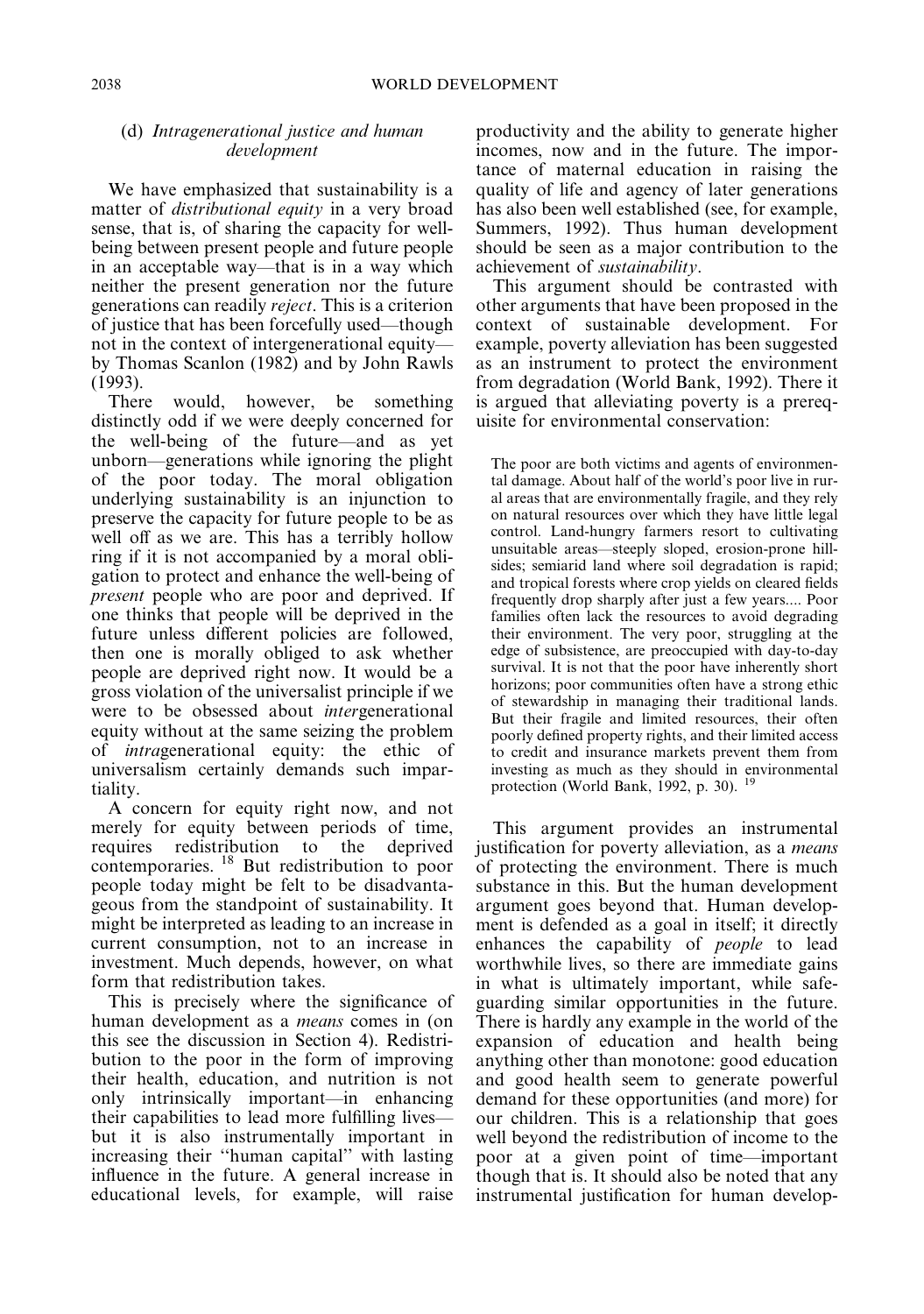### (d) *Intragenerational justice and human development*

We have emphasized that sustainability is a matter of *distributional equity* in a very broad sense, that is, of sharing the capacity for well-being between present people and future people in an acceptable way—that is in a way which neither the present generation nor the future generations can readily *reject*. This is a criterion of justice that has been forcefully used—though not in the context of intergenerational equity—by Thomas Scanlon (1982) and by John Rawls (1993).

There would, however, be something distinctly odd if we were deeply concerned for the well-being of the future—and as yet unborn—generations while ignoring the plight of the poor today. The moral obligation underlying sustainability is an injunction to preserve the capacity for future people to be as well off as we are. This has a terribly hollow ring if it is not accompanied by a moral obligation to protect and enhance the well-being of *present* people who are poor and deprived. If one thinks that people will be deprived in the future unless different policies are followed, then one is morally obliged to ask whether people are deprived right now. It would be a gross violation of the universalist principle if we were to be obsessed about *inter*generational equity without at the same seizing the problem of *intra*generational equity: the ethic of universalism certainly demands such impartiality.

A concern for equity right now, and not merely for equity between periods of time, requires redistribution to the deprived contemporaries. [18] But redistribution to poor people today might be felt to be disadvantageous from the standpoint of sustainability. It might be interpreted as leading to an increase in current consumption, not to an increase in investment. Much depends, however, on what form that redistribution takes.

This is precisely where the significance of human development as a *means* comes in (on this see the discussion in Section 4). Redistribution to the poor in the form of improving their health, education, and nutrition is not only intrinsically important—in enhancing their capabilities to lead more fulfilling lives—but it is also instrumentally important in increasing their "human capital" with lasting influence in the future. A general increase in educational levels, for example, will raise productivity and the ability to generate higher incomes, now and in the future. The importance of maternal education in raising the quality of life and agency of later generations has also been well established (see, for example, Summers, 1992). Thus human development should be seen as a major contribution to the achievement of *sustainability*.

This argument should be contrasted with other arguments that have been proposed in the context of sustainable development. For example, poverty alleviation has been suggested as an instrument to protect the environment from degradation (World Bank, 1992). There it is argued that alleviating poverty is a prerequisite for environmental conservation:

> The poor are both victims and agents of environmental damage. About half of the world's poor live in rural areas that are environmentally fragile, and they rely on natural resources over which they have little legal control. Land-hungry farmers resort to cultivating unsuitable areas—steeply sloped, erosion-prone hillsides; semiarid land where soil degradation is rapid; and tropical forests where crop yields on cleared fields frequently drop sharply after just a few years.... Poor families often lack the resources to avoid degrading their environment. The very poor, struggling at the edge of subsistence, are preoccupied with day-to-day survival. It is not that the poor have inherently short horizons; poor communities often have a strong ethic of stewardship in managing their traditional lands. But their fragile and limited resources, their often poorly defined property rights, and their limited access to credit and insurance markets prevent them from investing as much as they should in environmental protection (World Bank, 1992, p. 30). [19]

This argument provides an instrumental justification for poverty alleviation, as a *means* of protecting the environment. There is much substance in this. But the human development argument goes beyond that. Human development is defended as a goal in itself; it directly enhances the capability of *people* to lead worthwhile lives, so there are immediate gains in what is ultimately important, while safeguarding similar opportunities in the future. There is hardly any example in the world of the expansion of education and health being anything other than monotone: good education and good health seem to generate powerful demand for these opportunities (and more) for our children. This is a relationship that goes well beyond the redistribution of income to the poor at a given point of time—important though that is. It should also be noted that any instrumental justification for human develop-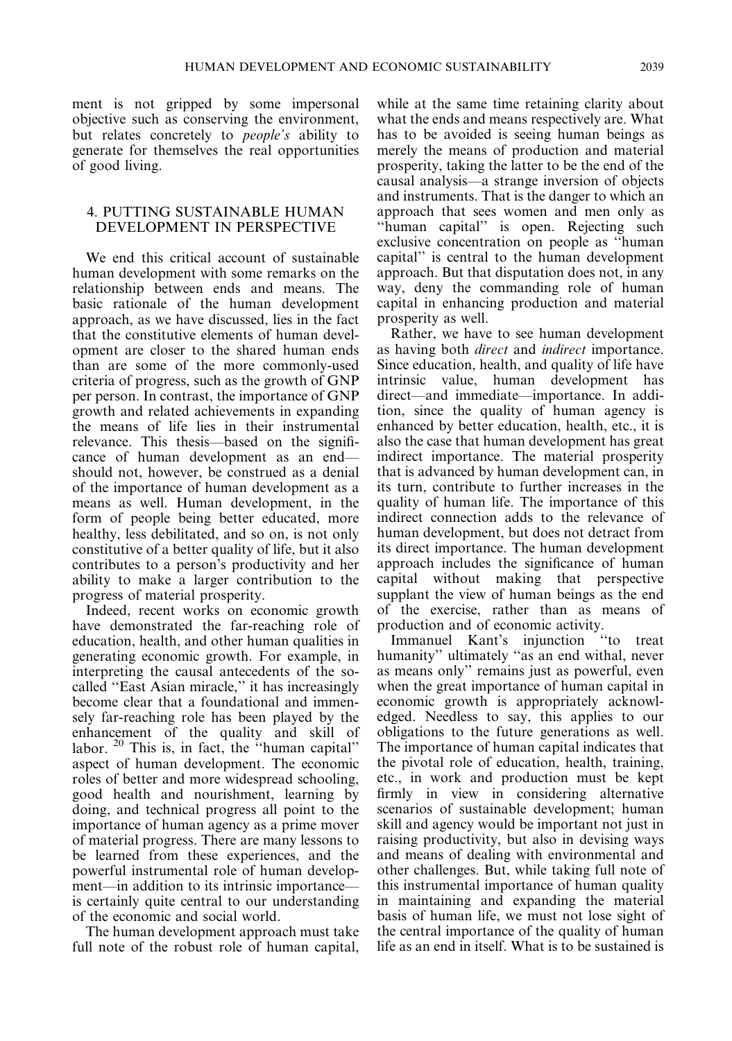ment is not gripped by some impersonal objective such as conserving the environment, but relates concretely to *people's* ability to generate for themselves the real opportunities of good living.

## 4. PUTTING SUSTAINABLE HUMAN DEVELOPMENT IN PERSPECTIVE

We end this critical account of sustainable human development with some remarks on the relationship between ends and means. The basic rationale of the human development approach, as we have discussed, lies in the fact that the constitutive elements of human development are closer to the shared human ends than are some of the more commonly-used criteria of progress, such as the growth of GNP per person. In contrast, the importance of GNP growth and related achievements in expanding the means of life lies in their instrumental relevance. This thesis—based on the significance of human development as an end—should not, however, be construed as a denial of the importance of human development as a means as well. Human development, in the form of people being better educated, more healthy, less debilitated, and so on, is not only constitutive of a better quality of life, but it also contributes to a person's productivity and her ability to make a larger contribution to the progress of material prosperity.

Indeed, recent works on economic growth have demonstrated the far-reaching role of education, health, and other human qualities in generating economic growth. For example, in interpreting the causal antecedents of the so-called "East Asian miracle," it has increasingly become clear that a foundational and immensely far-reaching role has been played by the enhancement of the quality and skill of labor. [20] This is, in fact, the "human capital" aspect of human development. The economic roles of better and more widespread schooling, good health and nourishment, learning by doing, and technical progress all point to the importance of human agency as a prime mover of material progress. There are many lessons to be learned from these experiences, and the powerful instrumental role of human development—in addition to its intrinsic importance—is certainly quite central to our understanding of the economic and social world.

The human development approach must take full note of the robust role of human capital, while at the same time retaining clarity about what the ends and means respectively are. What has to be avoided is seeing human beings as merely the means of production and material prosperity, taking the latter to be the end of the causal analysis—a strange inversion of objects and instruments. That is the danger to which an approach that sees women and men only as "human capital" is open. Rejecting such exclusive concentration on people as "human capital" is central to the human development approach. But that disputation does not, in any way, deny the commanding role of human capital in enhancing production and material prosperity as well.

Rather, we have to see human development as having both *direct* and *indirect* importance. Since education, health, and quality of life have intrinsic value, human development has direct—and immediate—importance. In addition, since the quality of human agency is enhanced by better education, health, etc., it is also the case that human development has great indirect importance. The material prosperity that is advanced by human development can, in its turn, contribute to further increases in the quality of human life. The importance of this indirect connection adds to the relevance of human development, but does not detract from its direct importance. The human development approach includes the significance of human capital without making that perspective supplant the view of human beings as the end of the exercise, rather than as means of production and of economic activity.

Immanuel Kant's injunction "to treat humanity" ultimately "as an end withal, never as means only" remains just as powerful, even when the great importance of human capital in economic growth is appropriately acknowledged. Needless to say, this applies to our obligations to the future generations as well. The importance of human capital indicates that the pivotal role of education, health, training, etc., in work and production must be kept firmly in view in considering alternative scenarios of sustainable development; human skill and agency would be important not just in raising productivity, but also in devising ways and means of dealing with environmental and other challenges. But, while taking full note of this instrumental importance of human quality in maintaining and expanding the material basis of human life, we must not lose sight of the central importance of the quality of human life as an end in itself. What is to be sustained is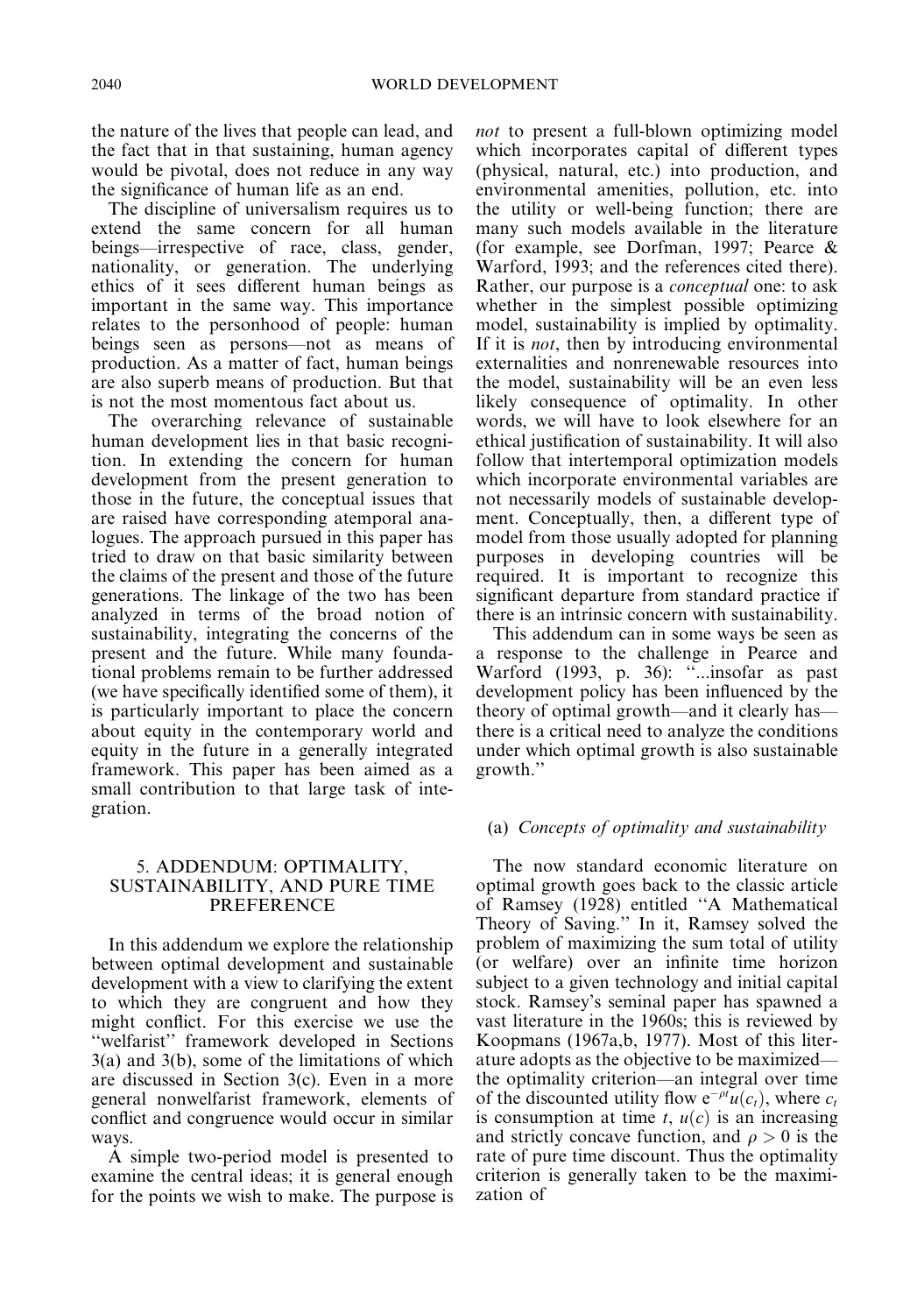the nature of the lives that people can lead, and the fact that in that sustaining, human agency would be pivotal, does not reduce in any way the significance of human life as an end.

The discipline of universalism requires us to extend the same concern for all human beings—irrespective of race, class, gender, nationality, or generation. The underlying ethics of it sees different human beings as important in the same way. This importance relates to the personhood of people: human beings seen as persons—not as means of production. As a matter of fact, human beings are also superb means of production. But that is not the most momentous fact about us.

The overarching relevance of sustainable human development lies in that basic recognition. In extending the concern for human development from the present generation to those in the future, the conceptual issues that are raised have corresponding atemporal analogues. The approach pursued in this paper has tried to draw on that basic similarity between the claims of the present and those of the future generations. The linkage of the two has been analyzed in terms of the broad notion of sustainability, integrating the concerns of the present and the future. While many foundational problems remain to be further addressed (we have specifically identified some of them), it is particularly important to place the concern about equity in the contemporary world and equity in the future in a generally integrated framework. This paper has been aimed as a small contribution to that large task of integration.

## 5. ADDENDUM: OPTIMALITY, SUSTAINABILITY, AND PURE TIME PREFERENCE

In this addendum we explore the relationship between optimal development and sustainable development with a view to clarifying the extent to which they are congruent and how they might conflict. For this exercise we use the "welfarist" framework developed in Sections 3(a) and 3(b), some of the limitations of which are discussed in Section 3(c). Even in a more general nonwelfarist framework, elements of conflict and congruence would occur in similar ways.

A simple two-period model is presented to examine the central ideas; it is general enough for the points we wish to make. The purpose is *not* to present a full-blown optimizing model which incorporates capital of different types (physical, natural, etc.) into production, and environmental amenities, pollution, etc. into the utility or well-being function; there are many such models available in the literature (for example, see Dorfman, 1997; Pearce & Warford, 1993; and the references cited there). Rather, our purpose is a *conceptual* one: to ask whether in the simplest possible optimizing model, sustainability is implied by optimality. If it is *not*, then by introducing environmental externalities and nonrenewable resources into the model, sustainability will be an even less likely consequence of optimality. In other words, we will have to look elsewhere for an ethical justification of sustainability. It will also follow that intertemporal optimization models which incorporate environmental variables are not necessarily models of sustainable development. Conceptually, then, a different type of model from those usually adopted for planning purposes in developing countries will be required. It is important to recognize this significant departure from standard practice if there is an intrinsic concern with sustainability.

This addendum can in some ways be seen as a response to the challenge in Pearce and Warford (1993, p. 36): "...insofar as past development policy has been influenced by the theory of optimal growth—and it clearly has—there is a critical need to analyze the conditions under which optimal growth is also sustainable growth."

### (a) *Concepts of optimality and sustainability*

The now standard economic literature on optimal growth goes back to the classic article of Ramsey (1928) entitled "A Mathematical Theory of Saving." In it, Ramsey solved the problem of maximizing the sum total of utility (or welfare) over an infinite time horizon subject to a given technology and initial capital stock. Ramsey's seminal paper has spawned a vast literature in the 1960s; this is reviewed by Koopmans (1967a,b, 1977). Most of this literature adopts as the objective to be maximized—the optimality criterion—an integral over time of the discounted utility flow $e^{-\rho t}u(c_t)$, where $c_t$ is consumption at time $t$, $u(c)$ is an increasing and strictly concave function, and $\rho > 0$ is the rate of pure time discount. Thus the optimality criterion is generally taken to be the maximization of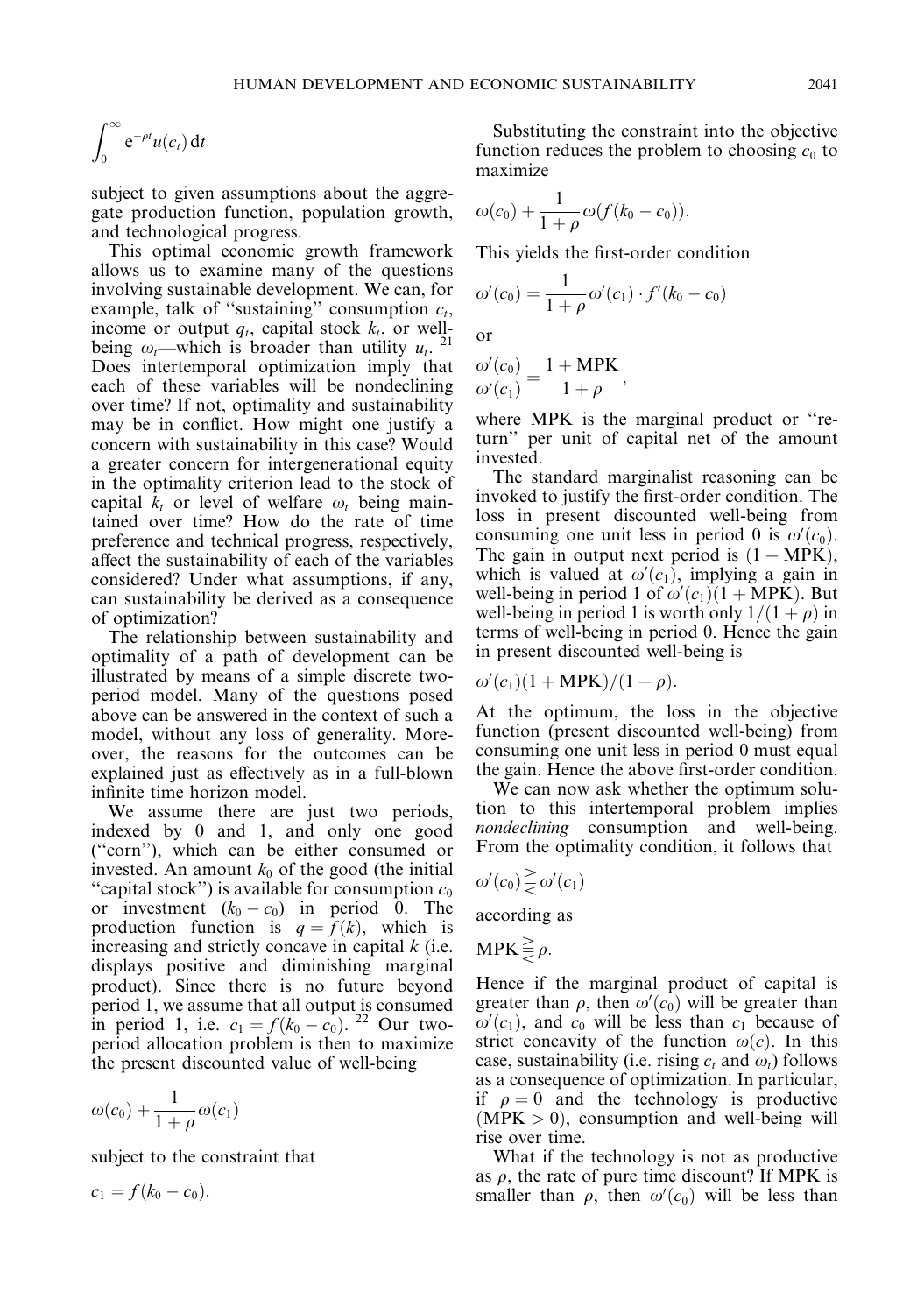$$\int_0^\infty e^{-\rho t} u(c_t)\,dt$$

subject to given assumptions about the aggregate production function, population growth, and technological progress.

This optimal economic growth framework allows us to examine many of the questions involving sustainable development. We can, for example, talk of "sustaining" consumption $c_t$, income or output $q_t$, capital stock $k_t$, or well-being $\omega_t$—which is broader than utility $u_t$.[21] Does intertemporal optimization imply that each of these variables will be nondeclining over time? If not, optimality and sustainability may be in conflict. How might one justify a concern with sustainability in this case? Would a greater concern for intergenerational equity in the optimality criterion lead to the stock of capital $k_t$ or level of welfare $\omega_t$ being maintained over time? How do the rate of time preference and technical progress, respectively, affect the sustainability of each of the variables considered? Under what assumptions, if any, can sustainability be derived as a consequence of optimization?

The relationship between sustainability and optimality of a path of development can be illustrated by means of a simple discrete two-period model. Many of the questions posed above can be answered in the context of such a model, without any loss of generality. Moreover, the reasons for the outcomes can be explained just as effectively as in a full-blown infinite time horizon model.

We assume there are just two periods, indexed by 0 and 1, and only one good ("corn"), which can be either consumed or invested. An amount $k_0$ of the good (the initial "capital stock") is available for consumption $c_0$ or investment $(k_0 - c_0)$ in period 0. The production function is $q = f(k)$, which is increasing and strictly concave in capital $k$ (i.e. displays positive and diminishing marginal product). Since there is no future beyond period 1, we assume that all output is consumed in period 1, i.e. $c_1 = f(k_0 - c_0)$.[22] Our two-period allocation problem is then to maximize the present discounted value of well-being

$$\omega(c_0) + \frac{1}{1+\rho}\omega(c_1)$$

subject to the constraint that

$$c_1 = f(k_0 - c_0).$$

Substituting the constraint into the objective function reduces the problem to choosing $c_0$ to maximize

$$\omega(c_0) + \frac{1}{1+\rho}\omega(f(k_0 - c_0)).$$

This yields the first-order condition

$$\omega'(c_0) = \frac{1}{1+\rho}\omega'(c_1) \cdot f'(k_0 - c_0)$$

or

$$\frac{\omega'(c_0)}{\omega'(c_1)} = \frac{1 + \text{MPK}}{1+\rho},$$

where MPK is the marginal product or "return" per unit of capital net of the amount invested.

The standard marginalist reasoning can be invoked to justify the first-order condition. The loss in present discounted well-being from consuming one unit less in period 0 is $\omega'(c_0)$. The gain in output next period is $(1 + \text{MPK})$, which is valued at $\omega'(c_1)$, implying a gain in well-being in period 1 of $\omega'(c_1)(1 + \text{MPK})$. But well-being in period 1 is worth only $1/(1+\rho)$ in terms of well-being in period 0. Hence the gain in present discounted well-being is

$$\omega'(c_1)(1 + \text{MPK})/(1+\rho).$$

At the optimum, the loss in the objective function (present discounted well-being) from consuming one unit less in period 0 must equal the gain. Hence the above first-order condition.

We can now ask whether the optimum solution to this intertemporal problem implies *nondeclining* consumption and well-being. From the optimality condition, it follows that

$$\omega'(c_0) \gtreqqless \omega'(c_1)$$

according as

$$\text{MPK} \gtreqqless \rho.$$

Hence if the marginal product of capital is greater than $\rho$, then $\omega'(c_0)$ will be greater than $\omega'(c_1)$, and $c_0$ will be less than $c_1$ because of strict concavity of the function $\omega(c)$. In this case, sustainability (i.e. rising $c_t$ and $\omega_t$) follows as a consequence of optimization. In particular, if $\rho = 0$ and the technology is productive $(\text{MPK} > 0)$, consumption and well-being will rise over time.

What if the technology is not as productive as $\rho$, the rate of pure time discount? If MPK is smaller than $\rho$, then $\omega'(c_0)$ will be less than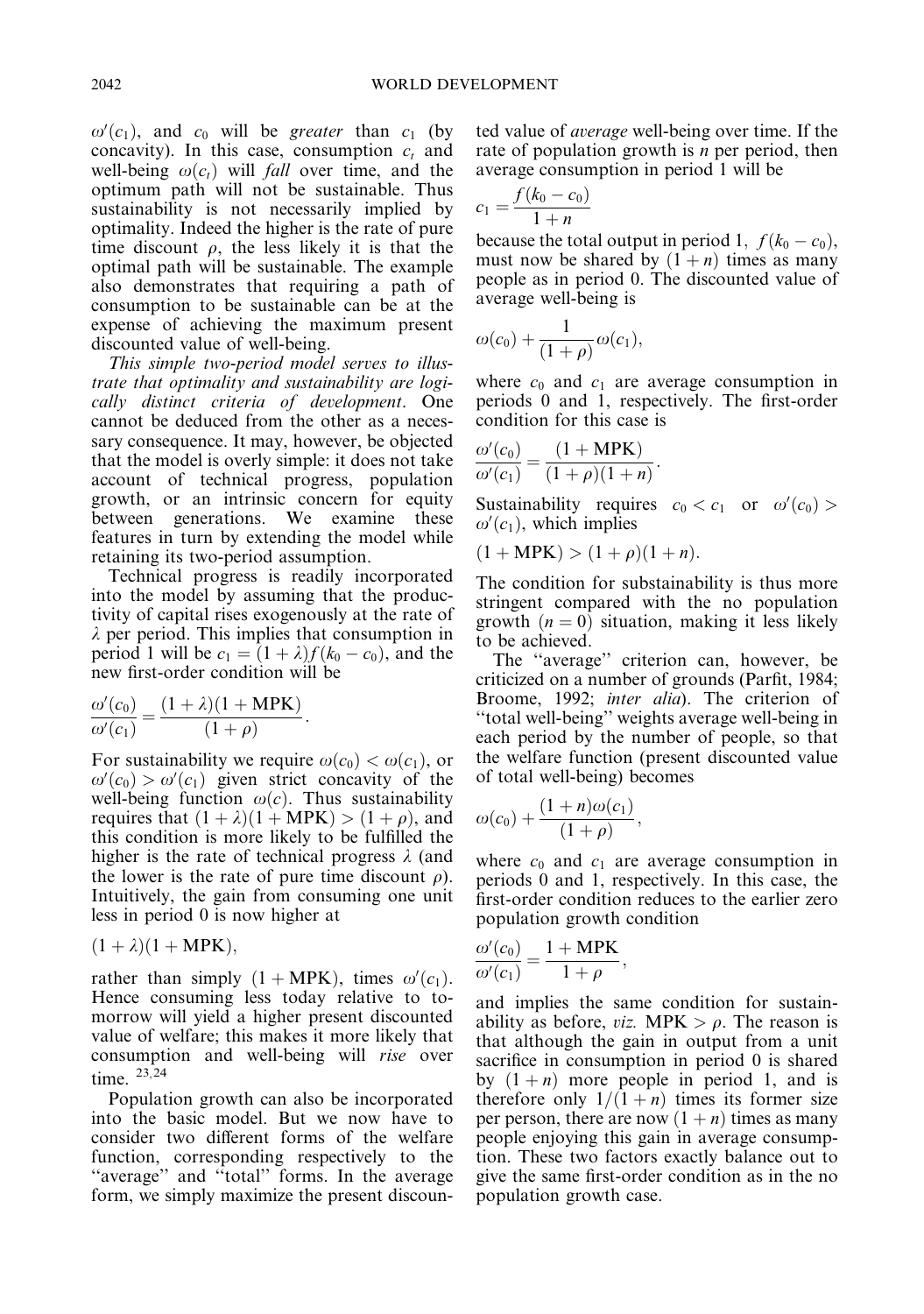$\omega'(c_1)$, and $c_0$ will be *greater* than $c_1$ (by concavity). In this case, consumption $c_t$ and well-being $\omega(c_t)$ will *fall* over time, and the optimum path will not be sustainable. Thus sustainability is not necessarily implied by optimality. Indeed the higher is the rate of pure time discount $\rho$, the less likely it is that the optimal path will be sustainable. The example also demonstrates that requiring a path of consumption to be sustainable can be at the expense of achieving the maximum present discounted value of well-being.

*This simple two-period model serves to illustrate that optimality and sustainability are logically distinct criteria of development*. One cannot be deduced from the other as a necessary consequence. It may, however, be objected that the model is overly simple: it does not take account of technical progress, population growth, or an intrinsic concern for equity between generations. We examine these features in turn by extending the model while retaining its two-period assumption.

Technical progress is readily incorporated into the model by assuming that the productivity of capital rises exogenously at the rate of $\lambda$ per period. This implies that consumption in period 1 will be $c_1 = (1+\lambda)f(k_0 - c_0)$, and the new first-order condition will be

$$\frac{\omega'(c_0)}{\omega'(c_1)} = \frac{(1+\lambda)(1+\mathrm{MPK})}{(1+\rho)}.$$

For sustainability we require $\omega(c_0) < \omega(c_1)$, or $\omega'(c_0) > \omega'(c_1)$ given strict concavity of the well-being function $\omega(c)$. Thus sustainability requires that $(1+\lambda)(1+\mathrm{MPK}) > (1+\rho)$, and this condition is more likely to be fulfilled the higher is the rate of technical progress $\lambda$ (and the lower is the rate of pure time discount $\rho$). Intuitively, the gain from consuming one unit less in period 0 is now higher at

$$(1+\lambda)(1+\mathrm{MPK}),$$

rather than simply $(1+\mathrm{MPK})$, times $\omega'(c_1)$. Hence consuming less today relative to tomorrow will yield a higher present discounted value of welfare; this makes it more likely that consumption and well-being will *rise* over time.[23,24]

Population growth can also be incorporated into the basic model. But we now have to consider two different forms of the welfare function, corresponding respectively to the "average" and "total" forms. In the average form, we simply maximize the present discounted value of *average* well-being over time. If the rate of population growth is $n$ per period, then average consumption in period 1 will be

$$c_1 = \frac{f(k_0 - c_0)}{1+n}$$

because the total output in period 1, $f(k_0 - c_0)$, must now be shared by $(1+n)$ times as many people as in period 0. The discounted value of average well-being is

$$\omega(c_0) + \frac{1}{(1+\rho)}\omega(c_1),$$

where $c_0$ and $c_1$ are average consumption in periods 0 and 1, respectively. The first-order condition for this case is

$$\frac{\omega'(c_0)}{\omega'(c_1)} = \frac{(1+\mathrm{MPK})}{(1+\rho)(1+n)}.$$

Sustainability requires $c_0 < c_1$ or $\omega'(c_0) > \omega'(c_1)$, which implies

$$(1+\mathrm{MPK}) > (1+\rho)(1+n).$$

The condition for substainability is thus more stringent compared with the no population growth ($n = 0$) situation, making it less likely to be achieved.

The "average" criterion can, however, be criticized on a number of grounds (Parfit, 1984; Broome, 1992; *inter alia*). The criterion of "total well-being" weights average well-being in each period by the number of people, so that the welfare function (present discounted value of total well-being) becomes

$$\omega(c_0) + \frac{(1+n)\omega(c_1)}{(1+\rho)},$$

where $c_0$ and $c_1$ are average consumption in periods 0 and 1, respectively. In this case, the first-order condition reduces to the earlier zero population growth condition

$$\frac{\omega'(c_0)}{\omega'(c_1)} = \frac{1+\mathrm{MPK}}{1+\rho},$$

and implies the same condition for sustainability as before, *viz.* $\mathrm{MPK} > \rho$. The reason is that although the gain in output from a unit sacrifice in consumption in period 0 is shared by $(1+n)$ more people in period 1, and is therefore only $1/(1+n)$ times its former size per person, there are now $(1+n)$ times as many people enjoying this gain in average consumption. These two factors exactly balance out to give the same first-order condition as in the no population growth case.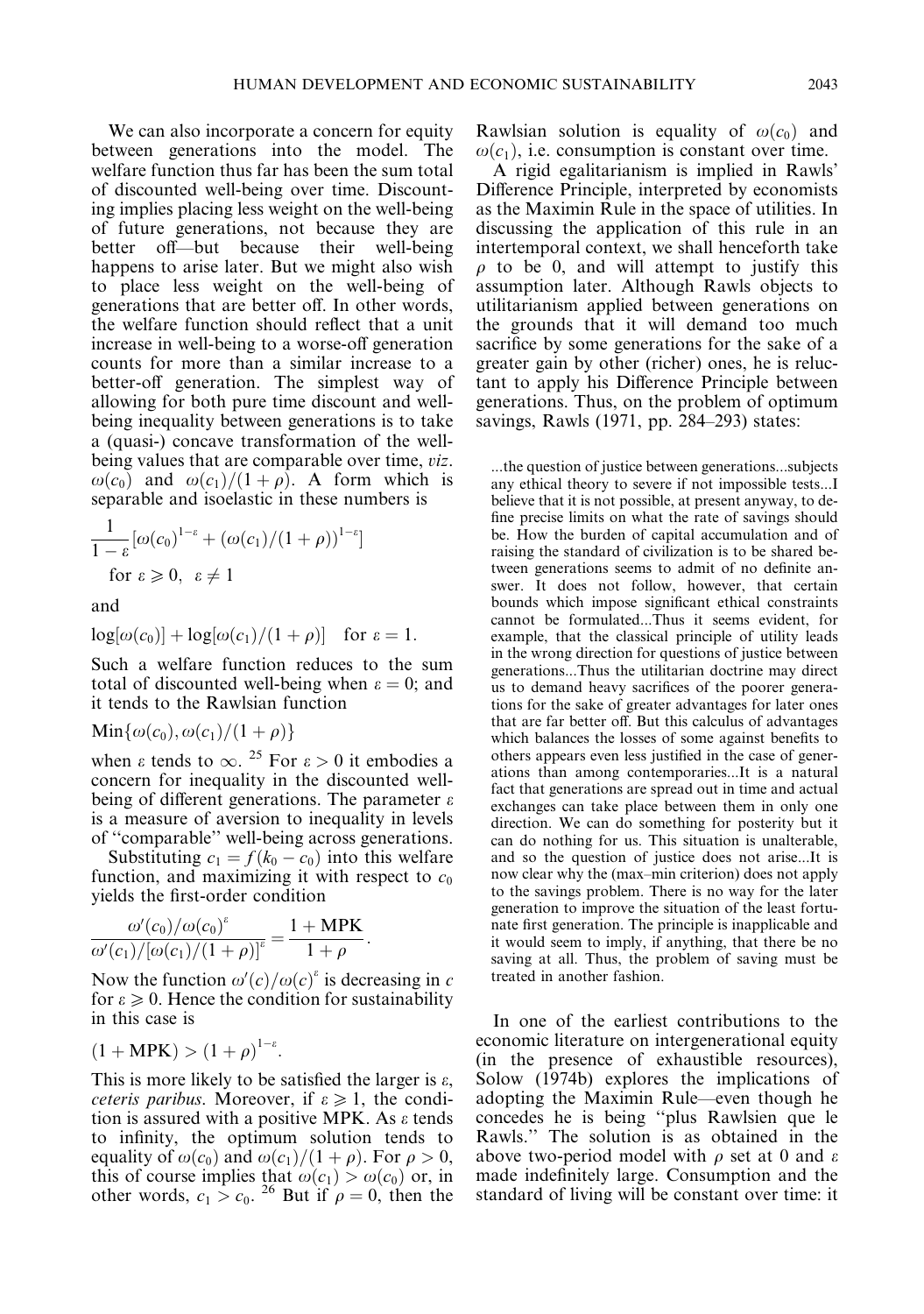We can also incorporate a concern for equity between generations into the model. The welfare function thus far has been the sum total of discounted well-being over time. Discounting implies placing less weight on the well-being of future generations, not because they are better off—but because their well-being happens to arise later. But we might also wish to place less weight on the well-being of generations that are better off. In other words, the welfare function should reflect that a unit increase in well-being to a worse-off generation counts for more than a similar increase to a better-off generation. The simplest way of allowing for both pure time discount and well-being inequality between generations is to take a (quasi-) concave transformation of the well-being values that are comparable over time, *viz*. $\omega(c_0)$ and $\omega(c_1)/(1+\rho)$. A form which is separable and isoelastic in these numbers is

$$\frac{1}{1-\varepsilon}\left[\omega(c_0)^{1-\varepsilon} + (\omega(c_1)/(1+\rho))^{1-\varepsilon}\right]$$

$$\text{for } \varepsilon \geqslant 0, \ \varepsilon \neq 1$$

and

$$\log[\omega(c_0)] + \log[\omega(c_1)/(1+\rho)] \quad \text{for } \varepsilon = 1.$$

Such a welfare function reduces to the sum total of discounted well-being when $\varepsilon = 0$; and it tends to the Rawlsian function

$$\text{Min}\{\omega(c_0), \omega(c_1)/(1+\rho)\}$$

when $\varepsilon$ tends to $\infty$. [25] For $\varepsilon > 0$ it embodies a concern for inequality in the discounted well-being of different generations. The parameter $\varepsilon$ is a measure of aversion to inequality in levels of "comparable" well-being across generations.

Substituting $c_1 = f(k_0 - c_0)$ into this welfare function, and maximizing it with respect to $c_0$ yields the first-order condition

$$\frac{\omega'(c_0)/\omega(c_0)^{\varepsilon}}{\omega'(c_1)/[\omega(c_1)/(1+\rho)]^{\varepsilon}} = \frac{1+\text{MPK}}{1+\rho}.$$

Now the function $\omega'(c)/\omega(c)^{\varepsilon}$ is decreasing in $c$ for $\varepsilon \geqslant 0$. Hence the condition for sustainability in this case is

$$(1+\text{MPK}) > (1+\rho)^{1-\varepsilon}.$$

This is more likely to be satisfied the larger is $\varepsilon$, *ceteris paribus*. Moreover, if $\varepsilon \geqslant 1$, the condition is assured with a positive MPK. As $\varepsilon$ tends to infinity, the optimum solution tends to equality of $\omega(c_0)$ and $\omega(c_1)/(1+\rho)$. For $\rho > 0$, this of course implies that $\omega(c_1) > \omega(c_0)$ or, in other words, $c_1 > c_0$. [26] But if $\rho = 0$, then the Rawlsian solution is equality of $\omega(c_0)$ and $\omega(c_1)$, i.e. consumption is constant over time.

A rigid egalitarianism is implied in Rawls' Difference Principle, interpreted by economists as the Maximin Rule in the space of utilities. In discussing the application of this rule in an intertemporal context, we shall henceforth take $\rho$ to be 0, and will attempt to justify this assumption later. Although Rawls objects to utilitarianism applied between generations on the grounds that it will demand too much sacrifice by some generations for the sake of a greater gain by other (richer) ones, he is reluctant to apply his Difference Principle between generations. Thus, on the problem of optimum savings, Rawls (1971, pp. 284–293) states:

> ...the question of justice between generations...subjects any ethical theory to severe if not impossible tests...I believe that it is not possible, at present anyway, to define precise limits on what the rate of savings should be. How the burden of capital accumulation and of raising the standard of civilization is to be shared between generations seems to admit of no definite answer. It does not follow, however, that certain bounds which impose significant ethical constraints cannot be formulated...Thus it seems evident, for example, that the classical principle of utility leads in the wrong direction for questions of justice between generations...Thus the utilitarian doctrine may direct us to demand heavy sacrifices of the poorer generations for the sake of greater advantages for later ones that are far better off. But this calculus of advantages which balances the losses of some against benefits to others appears even less justified in the case of generations than among contemporaries...It is a natural fact that generations are spread out in time and actual exchanges can take place between them in only one direction. We can do something for posterity but it can do nothing for us. This situation is unalterable, and so the question of justice does not arise...It is now clear why the (max–min criterion) does not apply to the savings problem. There is no way for the later generation to improve the situation of the least fortunate first generation. The principle is inapplicable and it would seem to imply, if anything, that there be no saving at all. Thus, the problem of saving must be treated in another fashion.

In one of the earliest contributions to the economic literature on intergenerational equity (in the presence of exhaustible resources), Solow (1974b) explores the implications of adopting the Maximin Rule—even though he concedes he is being "plus Rawlsien que le Rawls." The solution is as obtained in the above two-period model with $\rho$ set at 0 and $\varepsilon$ made indefinitely large. Consumption and the standard of living will be constant over time: it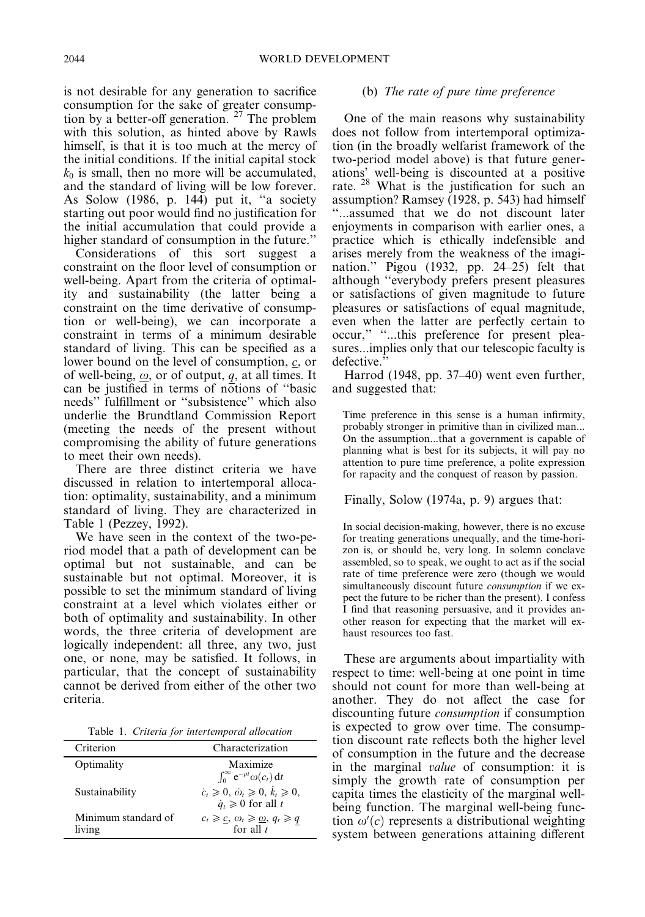is not desirable for any generation to sacrifice consumption for the sake of greater consumption by a better-off generation. [27] The problem with this solution, as hinted above by Rawls himself, is that it is too much at the mercy of the initial conditions. If the initial capital stock $k_0$ is small, then no more will be accumulated, and the standard of living will be low forever. As Solow (1986, p. 144) put it, "a society starting out poor would find no justification for the initial accumulation that could provide a higher standard of consumption in the future."

Considerations of this sort suggest a constraint on the floor level of consumption or well-being. Apart from the criteria of optimality and sustainability (the latter being a constraint on the time derivative of consumption or well-being), we can incorporate a constraint in terms of a minimum desirable standard of living. This can be specified as a lower bound on the level of consumption, $\underline{c}$, or of well-being, $\underline{\omega}$, or of output, $\underline{q}$, at all times. It can be justified in terms of notions of "basic needs" fulfillment or "subsistence" which also underlie the Brundtland Commission Report (meeting the needs of the present without compromising the ability of future generations to meet their own needs).

There are three distinct criteria we have discussed in relation to intertemporal allocation: optimality, sustainability, and a minimum standard of living. They are characterized in Table 1 (Pezzey, 1992).

We have seen in the context of the two-period model that a path of development can be optimal but not sustainable, and can be sustainable but not optimal. Moreover, it is possible to set the minimum standard of living constraint at a level which violates either or both of optimality and sustainability. In other words, the three criteria of development are logically independent: all three, any two, just one, or none, may be satisfied. It follows, in particular, that the concept of sustainability cannot be derived from either of the other two criteria.

Table 1. *Criteria for intertemporal allocation*

| Criterion | Characterization |
|---|---|
| Optimality | Maximize $\int_0^\infty e^{-\rho t}\omega(c_t)\,dt$ |
| Sustainability | $\dot{c}_t \geqslant 0,\ \dot{\omega}_t \geqslant 0,\ \dot{k}_t \geqslant 0,$ $\dot{q}_t \geqslant 0$ for all $t$ |
| Minimum standard of living | $c_t \geqslant \underline{c},\ \omega_t \geqslant \underline{\omega},\ q_t \geqslant \underline{q}$ for all $t$ |

### (b) *The rate of pure time preference*

One of the main reasons why sustainability does not follow from intertemporal optimization (in the broadly welfarist framework of the two-period model above) is that future generations' well-being is discounted at a positive rate. [28] What is the justification for such an assumption? Ramsey (1928, p. 543) had himself "...assumed that we do not discount later enjoyments in comparison with earlier ones, a practice which is ethically indefensible and arises merely from the weakness of the imagination." Pigou (1932, pp. 24–25) felt that although "everybody prefers present pleasures or satisfactions of given magnitude to future pleasures or satisfactions of equal magnitude, even when the latter are perfectly certain to occur," "...this preference for present pleasures...implies only that our telescopic faculty is defective."

Harrod (1948, pp. 37–40) went even further, and suggested that:

> Time preference in this sense is a human infirmity, probably stronger in primitive than in civilized man... On the assumption...that a government is capable of planning what is best for its subjects, it will pay no attention to pure time preference, a polite expression for rapacity and the conquest of reason by passion.

Finally, Solow (1974a, p. 9) argues that:

> In social decision-making, however, there is no excuse for treating generations unequally, and the time-horizon is, or should be, very long. In solemn conclave assembled, so to speak, we ought to act as if the social rate of time preference were zero (though we would simultaneously discount future *consumption* if we expect the future to be richer than the present). I confess I find that reasoning persuasive, and it provides another reason for expecting that the market will exhaust resources too fast.

These are arguments about impartiality with respect to time: well-being at one point in time should not count for more than well-being at another. They do not affect the case for discounting future *consumption* if consumption is expected to grow over time. The consumption discount rate reflects both the higher level of consumption in the future and the decrease in the marginal *value* of consumption: it is simply the growth rate of consumption per capita times the elasticity of the marginal well-being function. The marginal well-being function $\omega'(c)$ represents a distributional weighting system between generations attaining different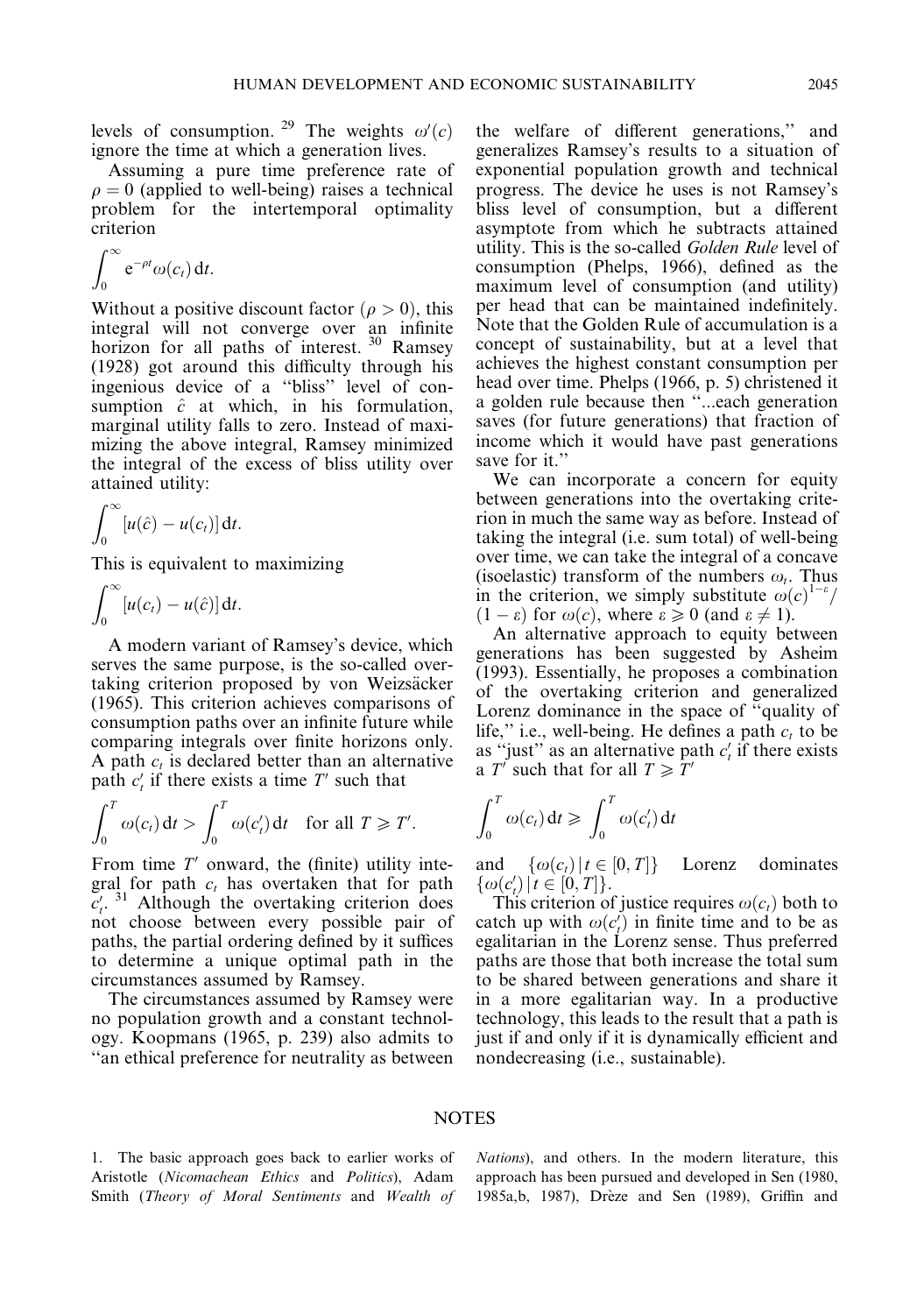levels of consumption.[29] The weights $\omega'(c)$ ignore the time at which a generation lives.

Assuming a pure time preference rate of $\rho = 0$ (applied to well-being) raises a technical problem for the intertemporal optimality criterion

$$\int_0^\infty e^{-\rho t}\omega(c_t)\,dt.$$

Without a positive discount factor ($\rho > 0$), this integral will not converge over an infinite horizon for all paths of interest.[30] Ramsey (1928) got around this difficulty through his ingenious device of a "bliss" level of consumption $\hat{c}$ at which, in his formulation, marginal utility falls to zero. Instead of maximizing the above integral, Ramsey minimized the integral of the excess of bliss utility over attained utility:

$$\int_0^\infty [u(\hat{c}) - u(c_t)]\,dt.$$

This is equivalent to maximizing

$$\int_0^\infty [u(c_t) - u(\hat{c})]\,dt.$$

A modern variant of Ramsey's device, which serves the same purpose, is the so-called overtaking criterion proposed by von Weizsäcker (1965). This criterion achieves comparisons of consumption paths over an infinite future while comparing integrals over finite horizons only. A path $c_t$ is declared better than an alternative path $c'_t$ if there exists a time $T'$ such that

$$\int_0^T \omega(c_t)\,dt > \int_0^T \omega(c'_t)\,dt \quad \text{for all } T \geqslant T'.$$

From time $T'$ onward, the (finite) utility integral for path $c_t$ has overtaken that for path $c'_t$.[31] Although the overtaking criterion does not choose between every possible pair of paths, the partial ordering defined by it suffices to determine a unique optimal path in the circumstances assumed by Ramsey.

The circumstances assumed by Ramsey were no population growth and a constant technology. Koopmans (1965, p. 239) also admits to "an ethical preference for neutrality as between the welfare of different generations," and generalizes Ramsey's results to a situation of exponential population growth and technical progress. The device he uses is not Ramsey's bliss level of consumption, but a different asymptote from which he subtracts attained utility. This is the so-called *Golden Rule* level of consumption (Phelps, 1966), defined as the maximum level of consumption (and utility) per head that can be maintained indefinitely. Note that the Golden Rule of accumulation is a concept of sustainability, but at a level that achieves the highest constant consumption per head over time. Phelps (1966, p. 5) christened it a golden rule because then "...each generation saves (for future generations) that fraction of income which it would have past generations save for it."

We can incorporate a concern for equity between generations into the overtaking criterion in much the same way as before. Instead of taking the integral (i.e. sum total) of well-being over time, we can take the integral of a concave (isoelastic) transform of the numbers $\omega_t$. Thus in the criterion, we simply substitute $\omega(c)^{1-\varepsilon}/(1-\varepsilon)$ for $\omega(c)$, where $\varepsilon \geqslant 0$ (and $\varepsilon \neq 1$).

An alternative approach to equity between generations has been suggested by Asheim (1993). Essentially, he proposes a combination of the overtaking criterion and generalized Lorenz dominance in the space of "quality of life," i.e., well-being. He defines a path $c_t$ to be as "just" as an alternative path $c'_t$ if there exists a $T'$ such that for all $T \geqslant T'$

$$\int_0^T \omega(c_t)\,dt \geqslant \int_0^T \omega(c'_t)\,dt$$

and $\{\omega(c_t)\,|\,t \in [0, T]\}$ Lorenz dominates $\{\omega(c'_t)\,|\,t \in [0, T]\}$.

This criterion of justice requires $\omega(c_t)$ both to catch up with $\omega(c'_t)$ in finite time and to be as egalitarian in the Lorenz sense. Thus preferred paths are those that both increase the total sum to be shared between generations and share it in a more egalitarian way. In a productive technology, this leads to the result that a path is just if and only if it is dynamically efficient and nondecreasing (i.e., sustainable).

## NOTES

1. The basic approach goes back to earlier works of Aristotle (*Nicomachean Ethics* and *Politics*), Adam Smith (*Theory of Moral Sentiments* and *Wealth of Nations*), and others. In the modern literature, this approach has been pursued and developed in Sen (1980, 1985a,b, 1987), Drèze and Sen (1989), Griffin and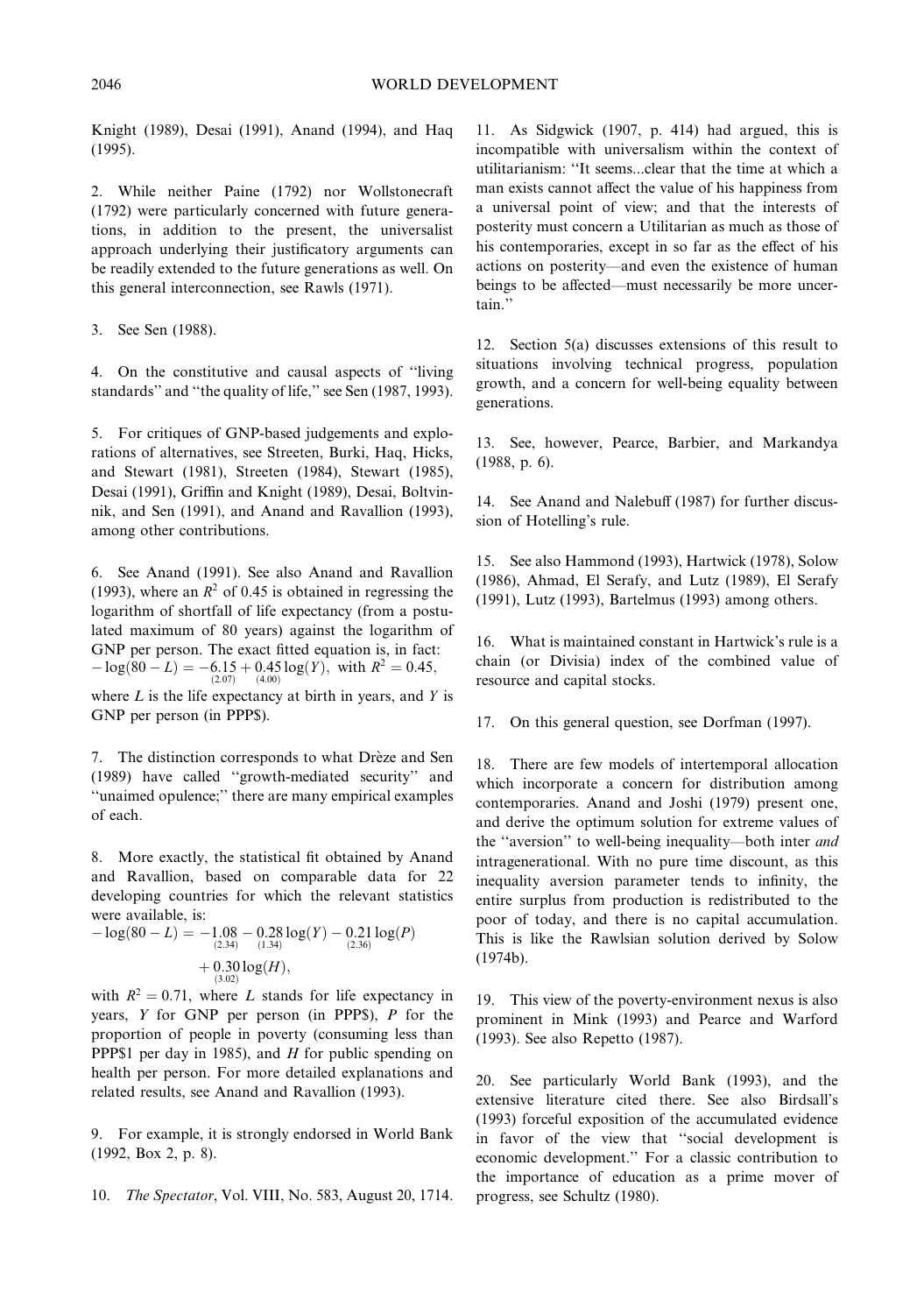Knight (1989), Desai (1991), Anand (1994), and Haq (1995).

2. While neither Paine (1792) nor Wollstonecraft (1792) were particularly concerned with future generations, in addition to the present, the universalist approach underlying their justificatory arguments can be readily extended to the future generations as well. On this general interconnection, see Rawls (1971).

3. See Sen (1988).

4. On the constitutive and causal aspects of "living standards" and "the quality of life," see Sen (1987, 1993).

5. For critiques of GNP-based judgements and explorations of alternatives, see Streeten, Burki, Haq, Hicks, and Stewart (1981), Streeten (1984), Stewart (1985), Desai (1991), Griffin and Knight (1989), Desai, Boltvinnik, and Sen (1991), and Anand and Ravallion (1993), among other contributions.

6. See Anand (1991). See also Anand and Ravallion (1993), where an $R^2$ of 0.45 is obtained in regressing the logarithm of shortfall of life expectancy (from a postulated maximum of 80 years) against the logarithm of GNP per person. The exact fitted equation is, in fact: $-\log(80 - L) = \underset{(2.07)}{-6.15} + \underset{(4.00)}{0.45}\log(Y)$, with $R^2 = 0.45$, where $L$ is the life expectancy at birth in years, and $Y$ is GNP per person (in PPP$).

7. The distinction corresponds to what Drèze and Sen (1989) have called "growth-mediated security" and "unaimed opulence;" there are many empirical examples of each.

8. More exactly, the statistical fit obtained by Anand and Ravallion, based on comparable data for 22 developing countries for which the relevant statistics were available, is:

$$-\log(80 - L) = \underset{(2.34)}{-1.08} - \underset{(1.34)}{0.28}\log(Y) - \underset{(2.36)}{0.21}\log(P) + \underset{(3.02)}{0.30}\log(H),$$

with $R^2 = 0.71$, where $L$ stands for life expectancy in years, $Y$ for GNP per person (in PPP$), $P$ for the proportion of people in poverty (consuming less than PPP$1 per day in 1985), and $H$ for public spending on health per person. For more detailed explanations and related results, see Anand and Ravallion (1993).

9. For example, it is strongly endorsed in World Bank (1992, Box 2, p. 8).

10. *The Spectator*, Vol. VIII, No. 583, August 20, 1714.

11. As Sidgwick (1907, p. 414) had argued, this is incompatible with universalism within the context of utilitarianism: "It seems...clear that the time at which a man exists cannot affect the value of his happiness from a universal point of view; and that the interests of posterity must concern a Utilitarian as much as those of his contemporaries, except in so far as the effect of his actions on posterity—and even the existence of human beings to be affected—must necessarily be more uncertain."

12. Section 5(a) discusses extensions of this result to situations involving technical progress, population growth, and a concern for well-being equality between generations.

13. See, however, Pearce, Barbier, and Markandya (1988, p. 6).

14. See Anand and Nalebuff (1987) for further discussion of Hotelling's rule.

15. See also Hammond (1993), Hartwick (1978), Solow (1986), Ahmad, El Serafy, and Lutz (1989), El Serafy (1991), Lutz (1993), Bartelmus (1993) among others.

16. What is maintained constant in Hartwick's rule is a chain (or Divisia) index of the combined value of resource and capital stocks.

17. On this general question, see Dorfman (1997).

18. There are few models of intertemporal allocation which incorporate a concern for distribution among contemporaries. Anand and Joshi (1979) present one, and derive the optimum solution for extreme values of the "aversion" to well-being inequality—both inter *and* intragenerational. With no pure time discount, as this inequality aversion parameter tends to infinity, the entire surplus from production is redistributed to the poor of today, and there is no capital accumulation. This is like the Rawlsian solution derived by Solow (1974b).

19. This view of the poverty-environment nexus is also prominent in Mink (1993) and Pearce and Warford (1993). See also Repetto (1987).

20. See particularly World Bank (1993), and the extensive literature cited there. See also Birdsall's (1993) forceful exposition of the accumulated evidence in favor of the view that "social development is economic development." For a classic contribution to the importance of education as a prime mover of progress, see Schultz (1980).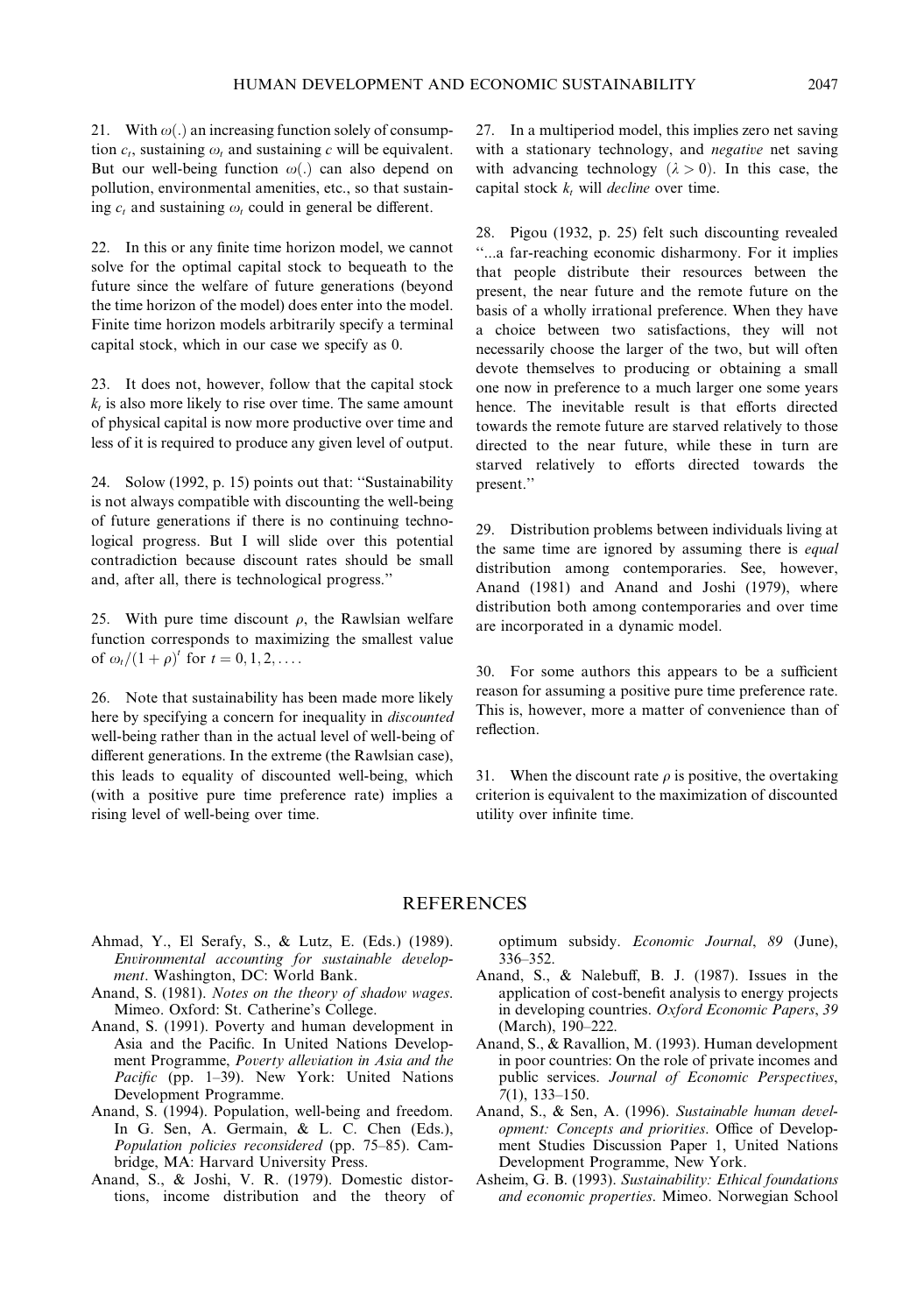21. With $\omega(.)$ an increasing function solely of consumption $c_t$, sustaining $\omega_t$ and sustaining $c$ will be equivalent. But our well-being function $\omega(.)$ can also depend on pollution, environmental amenities, etc., so that sustaining $c_t$ and sustaining $\omega_t$ could in general be different.

22. In this or any finite time horizon model, we cannot solve for the optimal capital stock to bequeath to the future since the welfare of future generations (beyond the time horizon of the model) does enter into the model. Finite time horizon models arbitrarily specify a terminal capital stock, which in our case we specify as 0.

23. It does not, however, follow that the capital stock $k_t$ is also more likely to rise over time. The same amount of physical capital is now more productive over time and less of it is required to produce any given level of output.

24. Solow (1992, p. 15) points out that: "Sustainability is not always compatible with discounting the well-being of future generations if there is no continuing technological progress. But I will slide over this potential contradiction because discount rates should be small and, after all, there is technological progress."

25. With pure time discount $\rho$, the Rawlsian welfare function corresponds to maximizing the smallest value of $\omega_t/(1+\rho)^t$ for $t = 0, 1, 2, \ldots$.

26. Note that sustainability has been made more likely here by specifying a concern for inequality in *discounted* well-being rather than in the actual level of well-being of different generations. In the extreme (the Rawlsian case), this leads to equality of discounted well-being, which (with a positive pure time preference rate) implies a rising level of well-being over time.

27. In a multiperiod model, this implies zero net saving with a stationary technology, and *negative* net saving with advancing technology ($\lambda > 0$). In this case, the capital stock $k_t$ will *decline* over time.

28. Pigou (1932, p. 25) felt such discounting revealed "...a far-reaching economic disharmony. For it implies that people distribute their resources between the present, the near future and the remote future on the basis of a wholly irrational preference. When they have a choice between two satisfactions, they will not necessarily choose the larger of the two, but will often devote themselves to producing or obtaining a small one now in preference to a much larger one some years hence. The inevitable result is that efforts directed towards the remote future are starved relatively to those directed to the near future, while these in turn are starved relatively to efforts directed towards the present."

29. Distribution problems between individuals living at the same time are ignored by assuming there is *equal* distribution among contemporaries. See, however, Anand (1981) and Anand and Joshi (1979), where distribution both among contemporaries and over time are incorporated in a dynamic model.

30. For some authors this appears to be a sufficient reason for assuming a positive pure time preference rate. This is, however, more a matter of convenience than of reflection.

31. When the discount rate $\rho$ is positive, the overtaking criterion is equivalent to the maximization of discounted utility over infinite time.

## REFERENCES

Ahmad, Y., El Serafy, S., & Lutz, E. (Eds.) (1989). *Environmental accounting for sustainable development*. Washington, DC: World Bank.

Anand, S. (1981). *Notes on the theory of shadow wages*. Mimeo. Oxford: St. Catherine's College.

Anand, S. (1991). Poverty and human development in Asia and the Pacific. In United Nations Development Programme, *Poverty alleviation in Asia and the Pacific* (pp. 1–39). New York: United Nations Development Programme.

Anand, S. (1994). Population, well-being and freedom. In G. Sen, A. Germain, & L. C. Chen (Eds.), *Population policies reconsidered* (pp. 75–85). Cambridge, MA: Harvard University Press.

Anand, S., & Joshi, V. R. (1979). Domestic distortions, income distribution and the theory of optimum subsidy. *Economic Journal*, *89* (June), 336–352.

Anand, S., & Nalebuff, B. J. (1987). Issues in the application of cost-benefit analysis to energy projects in developing countries. *Oxford Economic Papers*, *39* (March), 190–222.

Anand, S., & Ravallion, M. (1993). Human development in poor countries: On the role of private incomes and public services. *Journal of Economic Perspectives*, *7*(1), 133–150.

Anand, S., & Sen, A. (1996). *Sustainable human development: Concepts and priorities*. Office of Development Studies Discussion Paper 1, United Nations Development Programme, New York.

Asheim, G. B. (1993). *Sustainability: Ethical foundations and economic properties*. Mimeo. Norwegian School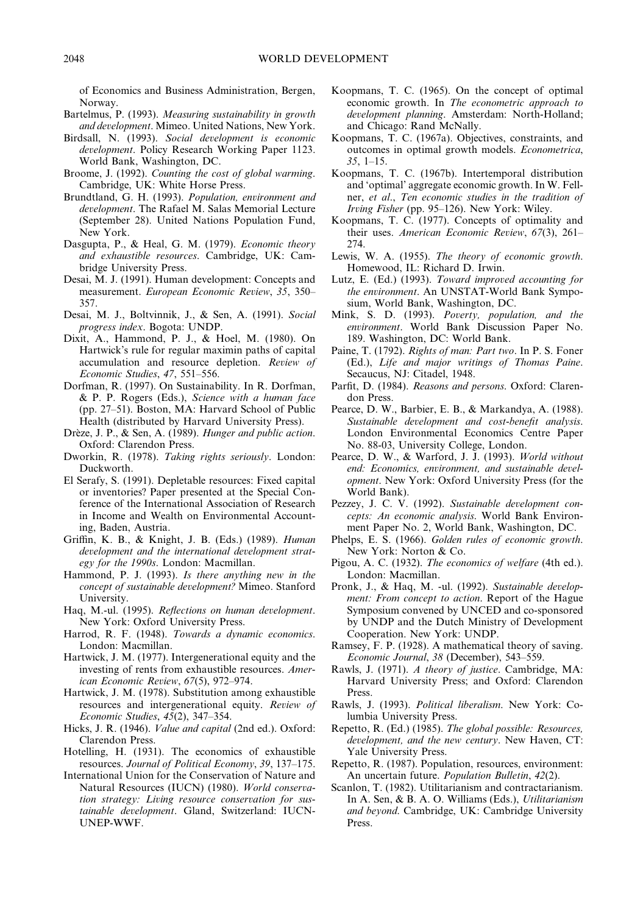of Economics and Business Administration, Bergen, Norway.

Bartelmus, P. (1993). *Measuring sustainability in growth and development*. Mimeo. United Nations, New York.

Birdsall, N. (1993). *Social development is economic development*. Policy Research Working Paper 1123. World Bank, Washington, DC.

Broome, J. (1992). *Counting the cost of global warming*. Cambridge, UK: White Horse Press.

Brundtland, G. H. (1993). *Population, environment and development*. The Rafael M. Salas Memorial Lecture (September 28). United Nations Population Fund, New York.

Dasgupta, P., & Heal, G. M. (1979). *Economic theory and exhaustible resources*. Cambridge, UK: Cambridge University Press.

Desai, M. J. (1991). Human development: Concepts and measurement. *European Economic Review*, *35*, 350–357.

Desai, M. J., Boltvinnik, J., & Sen, A. (1991). *Social progress index*. Bogota: UNDP.

Dixit, A., Hammond, P. J., & Hoel, M. (1980). On Hartwick's rule for regular maximin paths of capital accumulation and resource depletion. *Review of Economic Studies*, *47*, 551–556.

Dorfman, R. (1997). On Sustainability. In R. Dorfman, & P. P. Rogers (Eds.), *Science with a human face* (pp. 27–51). Boston, MA: Harvard School of Public Health (distributed by Harvard University Press).

Drèze, J. P., & Sen, A. (1989). *Hunger and public action*. Oxford: Clarendon Press.

Dworkin, R. (1978). *Taking rights seriously*. London: Duckworth.

El Serafy, S. (1991). Depletable resources: Fixed capital or inventories? Paper presented at the Special Conference of the International Association of Research in Income and Wealth on Environmental Accounting, Baden, Austria.

Griffin, K. B., & Knight, J. B. (Eds.) (1989). *Human development and the international development strategy for the 1990s*. London: Macmillan.

Hammond, P. J. (1993). *Is there anything new in the concept of sustainable development?* Mimeo. Stanford University.

Haq, M.-ul. (1995). *Reflections on human development*. New York: Oxford University Press.

Harrod, R. F. (1948). *Towards a dynamic economics*. London: Macmillan.

Hartwick, J. M. (1977). Intergenerational equity and the investing of rents from exhaustible resources. *American Economic Review*, *67*(5), 972–974.

Hartwick, J. M. (1978). Substitution among exhaustible resources and intergenerational equity. *Review of Economic Studies*, *45*(2), 347–354.

Hicks, J. R. (1946). *Value and capital* (2nd ed.). Oxford: Clarendon Press.

Hotelling, H. (1931). The economics of exhaustible resources. *Journal of Political Economy*, *39*, 137–175.

International Union for the Conservation of Nature and Natural Resources (IUCN) (1980). *World conservation strategy: Living resource conservation for sustainable development*. Gland, Switzerland: IUCN-UNEP-WWF.

Koopmans, T. C. (1965). On the concept of optimal economic growth. In *The econometric approach to development planning*. Amsterdam: North-Holland; and Chicago: Rand McNally.

Koopmans, T. C. (1967a). Objectives, constraints, and outcomes in optimal growth models. *Econometrica*, *35*, 1–15.

Koopmans, T. C. (1967b). Intertemporal distribution and 'optimal' aggregate economic growth. In W. Fellner, *et al*., *Ten economic studies in the tradition of Irving Fisher* (pp. 95–126). New York: Wiley.

Koopmans, T. C. (1977). Concepts of optimality and their uses. *American Economic Review*, *67*(3), 261–274.

Lewis, W. A. (1955). *The theory of economic growth*. Homewood, IL: Richard D. Irwin.

Lutz, E. (Ed.) (1993). *Toward improved accounting for the environment*. An UNSTAT-World Bank Symposium, World Bank, Washington, DC.

Mink, S. D. (1993). *Poverty, population, and the environment*. World Bank Discussion Paper No. 189. Washington, DC: World Bank.

Paine, T. (1792). *Rights of man: Part two*. In P. S. Foner (Ed.), *Life and major writings of Thomas Paine*. Secaucus, NJ: Citadel, 1948.

Parfit, D. (1984). *Reasons and persons*. Oxford: Clarendon Press.

Pearce, D. W., Barbier, E. B., & Markandya, A. (1988). *Sustainable development and cost-benefit analysis*. London Environmental Economics Centre Paper No. 88-03, University College, London.

Pearce, D. W., & Warford, J. J. (1993). *World without end: Economics, environment, and sustainable development*. New York: Oxford University Press (for the World Bank).

Pezzey, J. C. V. (1992). *Sustainable development concepts: An economic analysis*. World Bank Environment Paper No. 2, World Bank, Washington, DC.

Phelps, E. S. (1966). *Golden rules of economic growth*. New York: Norton & Co.

Pigou, A. C. (1932). *The economics of welfare* (4th ed.). London: Macmillan.

Pronk, J., & Haq, M. -ul. (1992). *Sustainable development: From concept to action*. Report of the Hague Symposium convened by UNCED and co-sponsored by UNDP and the Dutch Ministry of Development Cooperation. New York: UNDP.

Ramsey, F. P. (1928). A mathematical theory of saving. *Economic Journal*, *38* (December), 543–559.

Rawls, J. (1971). *A theory of justice*. Cambridge, MA: Harvard University Press; and Oxford: Clarendon Press.

Rawls, J. (1993). *Political liberalism*. New York: Columbia University Press.

Repetto, R. (Ed.) (1985). *The global possible: Resources, development, and the new century*. New Haven, CT: Yale University Press.

Repetto, R. (1987). Population, resources, environment: An uncertain future. *Population Bulletin*, *42*(2).

Scanlon, T. (1982). Utilitarianism and contractarianism. In A. Sen, & B. A. O. Williams (Eds.), *Utilitarianism and beyond*. Cambridge, UK: Cambridge University Press.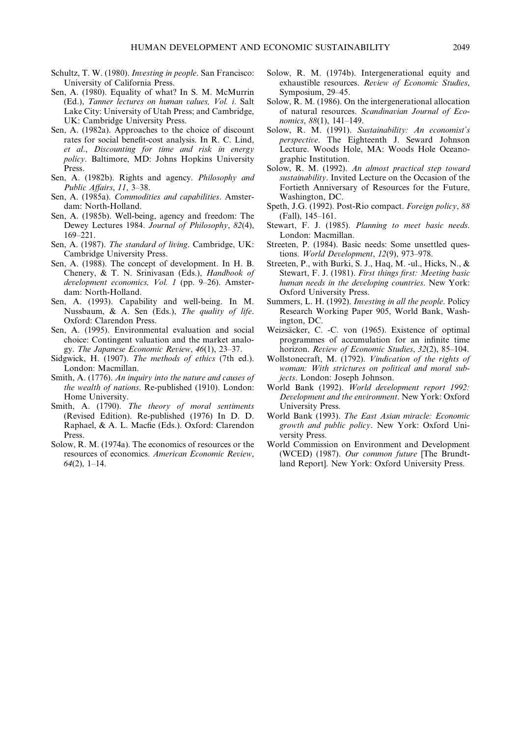Schultz, T. W. (1980). *Investing in people*. San Francisco: University of California Press.

Sen, A. (1980). Equality of what? In S. M. McMurrin (Ed.), *Tanner lectures on human values, Vol. i*. Salt Lake City: University of Utah Press; and Cambridge, UK: Cambridge University Press.

Sen, A. (1982a). Approaches to the choice of discount rates for social benefit-cost analysis. In R. C. Lind, *et al*., *Discounting for time and risk in energy policy*. Baltimore, MD: Johns Hopkins University Press.

Sen, A. (1982b). Rights and agency. *Philosophy and Public Affairs*, *11*, 3–38.

Sen, A. (1985a). *Commodities and capabilities*. Amsterdam: North-Holland.

Sen, A. (1985b). Well-being, agency and freedom: The Dewey Lectures 1984. *Journal of Philosophy*, *82*(4), 169–221.

Sen, A. (1987). *The standard of living*. Cambridge, UK: Cambridge University Press.

Sen, A. (1988). The concept of development. In H. B. Chenery, & T. N. Srinivasan (Eds.), *Handbook of development economics, Vol. 1* (pp. 9–26). Amsterdam: North-Holland.

Sen, A. (1993). Capability and well-being. In M. Nussbaum, & A. Sen (Eds.), *The quality of life*. Oxford: Clarendon Press.

Sen, A. (1995). Environmental evaluation and social choice: Contingent valuation and the market analogy. *The Japanese Economic Review*, *46*(1), 23–37.

Sidgwick, H. (1907). *The methods of ethics* (7th ed.). London: Macmillan.

Smith, A. (1776). *An inquiry into the nature and causes of the wealth of nations*. Re-published (1910). London: Home University.

Smith, A. (1790). *The theory of moral sentiments* (Revised Edition). Re-published (1976) In D. D. Raphael, & A. L. Macfie (Eds.). Oxford: Clarendon Press.

Solow, R. M. (1974a). The economics of resources or the resources of economics. *American Economic Review*, *64*(2), 1–14.

Solow, R. M. (1974b). Intergenerational equity and exhaustible resources. *Review of Economic Studies*, Symposium, 29–45.

Solow, R. M. (1986). On the intergenerational allocation of natural resources. *Scandinavian Journal of Economics*, *88*(1), 141–149.

Solow, R. M. (1991). *Sustainability: An economist's perspective*. The Eighteenth J. Seward Johnson Lecture. Woods Hole, MA: Woods Hole Oceanographic Institution.

Solow, R. M. (1992). *An almost practical step toward sustainability*. Invited Lecture on the Occasion of the Fortieth Anniversary of Resources for the Future, Washington, DC.

Speth, J.G. (1992). Post-Rio compact. *Foreign policy*, *88* (Fall), 145–161.

Stewart, F. J. (1985). *Planning to meet basic needs*. London: Macmillan.

Streeten, P. (1984). Basic needs: Some unsettled questions. *World Development*, *12*(9), 973–978.

Streeten, P., with Burki, S. J., Haq, M. -ul., Hicks, N., & Stewart, F. J. (1981). *First things first: Meeting basic human needs in the developing countries*. New York: Oxford University Press.

Summers, L. H. (1992). *Investing in all the people*. Policy Research Working Paper 905, World Bank, Washington, DC.

Weizsäcker, C. -C. von (1965). Existence of optimal programmes of accumulation for an infinite time horizon. *Review of Economic Studies*, *32*(2), 85–104.

Wollstonecraft, M. (1792). *Vindication of the rights of woman: With strictures on political and moral subjects*. London: Joseph Johnson.

World Bank (1992). *World development report 1992: Development and the environment*. New York: Oxford University Press.

World Bank (1993). *The East Asian miracle: Economic growth and public policy*. New York: Oxford University Press.

World Commission on Environment and Development (WCED) (1987). *Our common future* [The Brundtland Report]. New York: Oxford University Press.